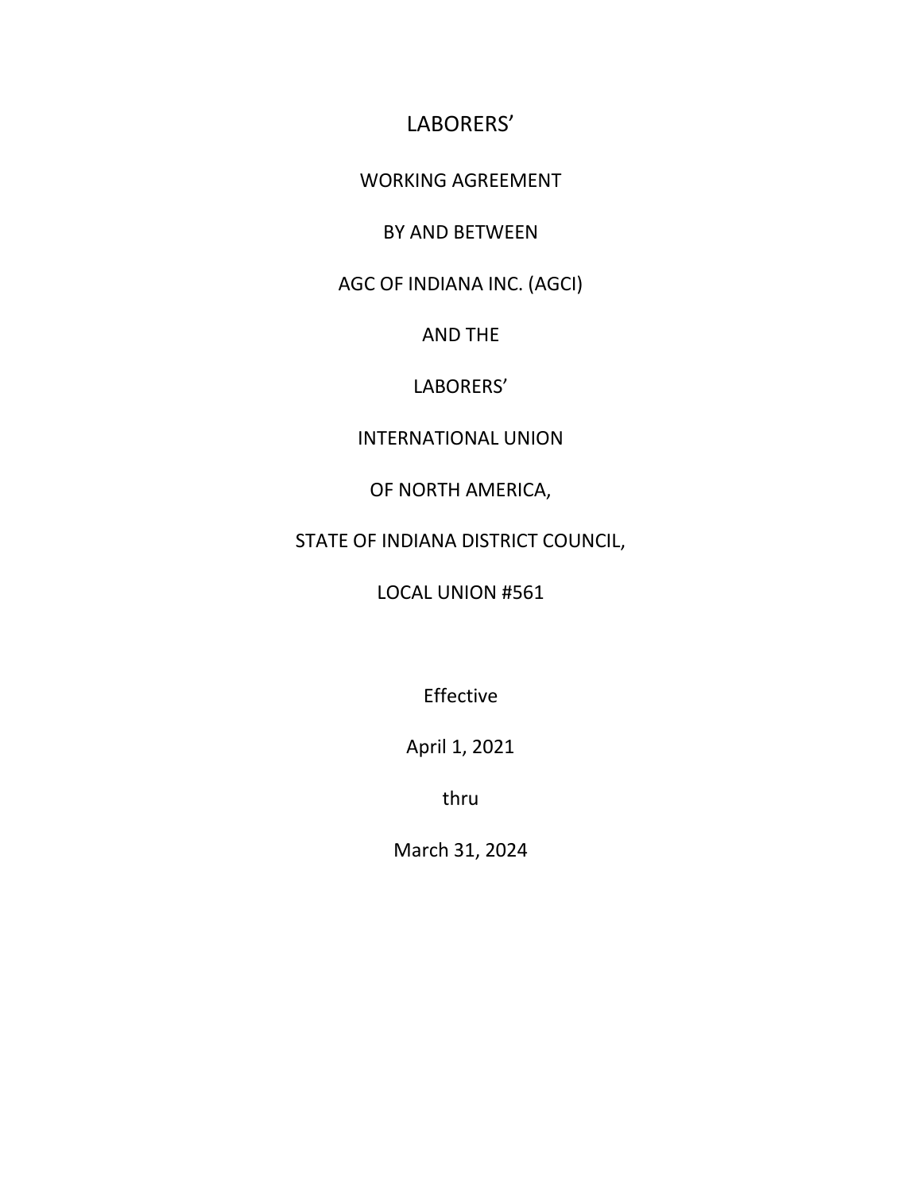# LABORERS'

WORKING AGREEMENT

BY AND BETWEEN

AGC OF INDIANA INC. (AGCI)

AND THE

LABORERS'

INTERNATIONAL UNION

OF NORTH AMERICA,

STATE OF INDIANA DISTRICT COUNCIL,

LOCAL UNION #561

Effective

April 1, 2021

thru

March 31, 2024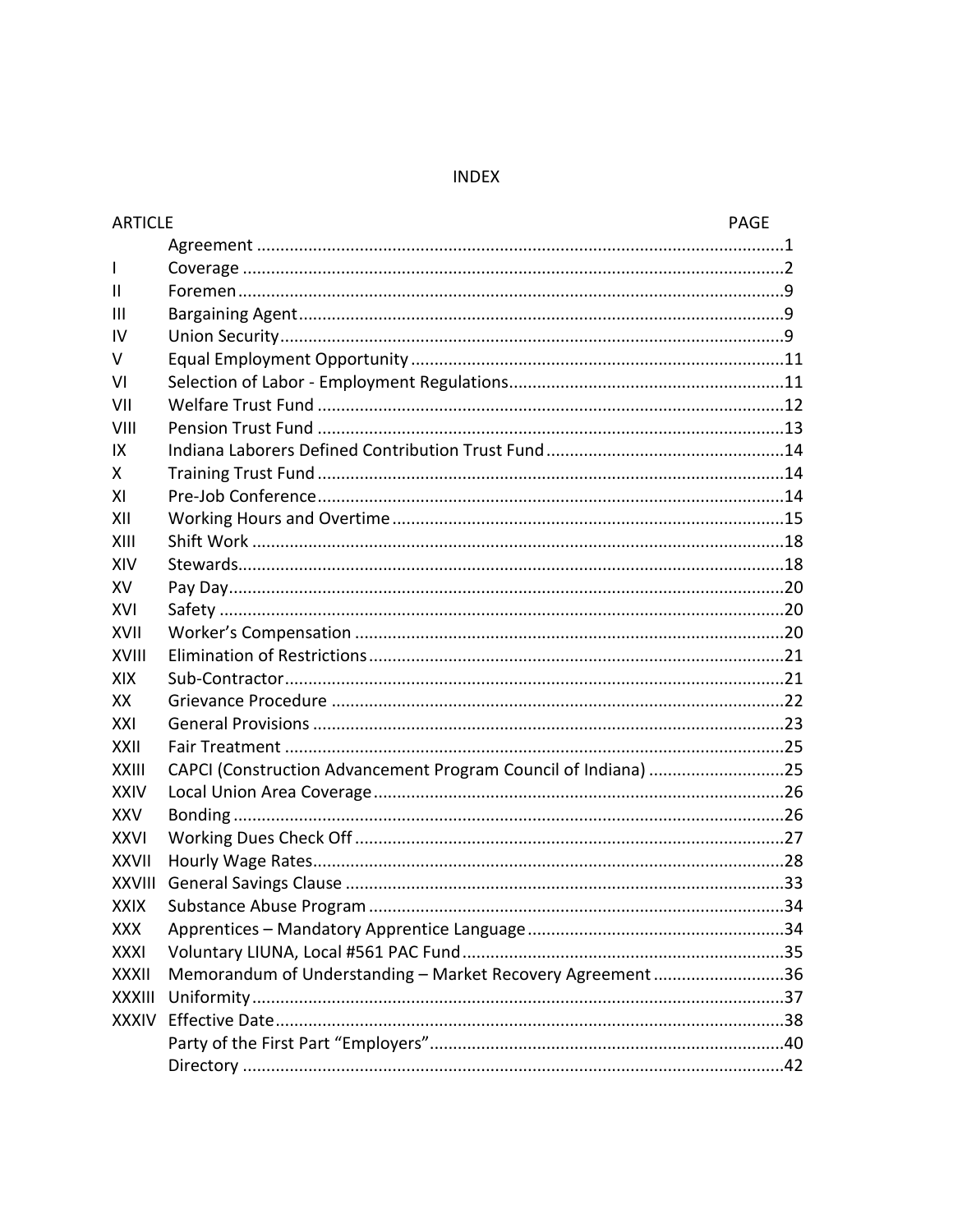# INDEX

| ARTICLE | | PAGE |
|---|---|---|
| | Agreement | 1 |
| I | Coverage | 2 |
| II | Foremen | 9 |
| III | Bargaining Agent | 9 |
| IV | Union Security | 9 |
| V | Equal Employment Opportunity | 11 |
| VI | Selection of Labor - Employment Regulations | 11 |
| VII | Welfare Trust Fund | 12 |
| VIII | Pension Trust Fund | 13 |
| IX | Indiana Laborers Defined Contribution Trust Fund | 14 |
| X | Training Trust Fund | 14 |
| XI | Pre-Job Conference | 14 |
| XII | Working Hours and Overtime | 15 |
| XIII | Shift Work | 18 |
| XIV | Stewards | 18 |
| XV | Pay Day | 20 |
| XVI | Safety | 20 |
| XVII | Worker's Compensation | 20 |
| XVIII | Elimination of Restrictions | 21 |
| XIX | Sub-Contractor | 21 |
| XX | Grievance Procedure | 22 |
| XXI | General Provisions | 23 |
| XXII | Fair Treatment | 25 |
| XXIII | CAPCI (Construction Advancement Program Council of Indiana) | 25 |
| XXIV | Local Union Area Coverage | 26 |
| XXV | Bonding | 26 |
| XXVI | Working Dues Check Off | 27 |
| XXVII | Hourly Wage Rates | 28 |
| XXVIII | General Savings Clause | 33 |
| XXIX | Substance Abuse Program | 34 |
| XXX | Apprentices – Mandatory Apprentice Language | 34 |
| XXXI | Voluntary LIUNA, Local #561 PAC Fund | 35 |
| XXXII | Memorandum of Understanding – Market Recovery Agreement | 36 |
| XXXIII | Uniformity | 37 |
| XXXIV | Effective Date | 38 |
| | Party of the First Part "Employers" | 40 |
| | Directory | 42 |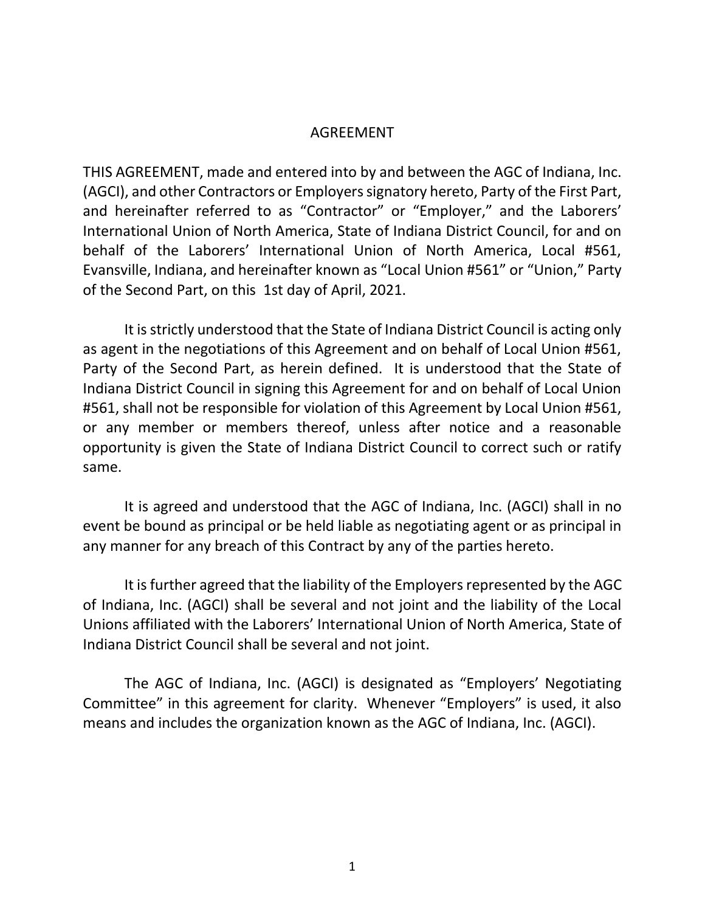# AGREEMENT

THIS AGREEMENT, made and entered into by and between the AGC of Indiana, Inc. (AGCI), and other Contractors or Employers signatory hereto, Party of the First Part, and hereinafter referred to as "Contractor" or "Employer," and the Laborers' International Union of North America, State of Indiana District Council, for and on behalf of the Laborers' International Union of North America, Local #561, Evansville, Indiana, and hereinafter known as "Local Union #561" or "Union," Party of the Second Part, on this 1st day of April, 2021.

It is strictly understood that the State of Indiana District Council is acting only as agent in the negotiations of this Agreement and on behalf of Local Union #561, Party of the Second Part, as herein defined. It is understood that the State of Indiana District Council in signing this Agreement for and on behalf of Local Union #561, shall not be responsible for violation of this Agreement by Local Union #561, or any member or members thereof, unless after notice and a reasonable opportunity is given the State of Indiana District Council to correct such or ratify same.

It is agreed and understood that the AGC of Indiana, Inc. (AGCI) shall in no event be bound as principal or be held liable as negotiating agent or as principal in any manner for any breach of this Contract by any of the parties hereto.

It is further agreed that the liability of the Employers represented by the AGC of Indiana, Inc. (AGCI) shall be several and not joint and the liability of the Local Unions affiliated with the Laborers' International Union of North America, State of Indiana District Council shall be several and not joint.

The AGC of Indiana, Inc. (AGCI) is designated as "Employers' Negotiating Committee" in this agreement for clarity. Whenever "Employers" is used, it also means and includes the organization known as the AGC of Indiana, Inc. (AGCI).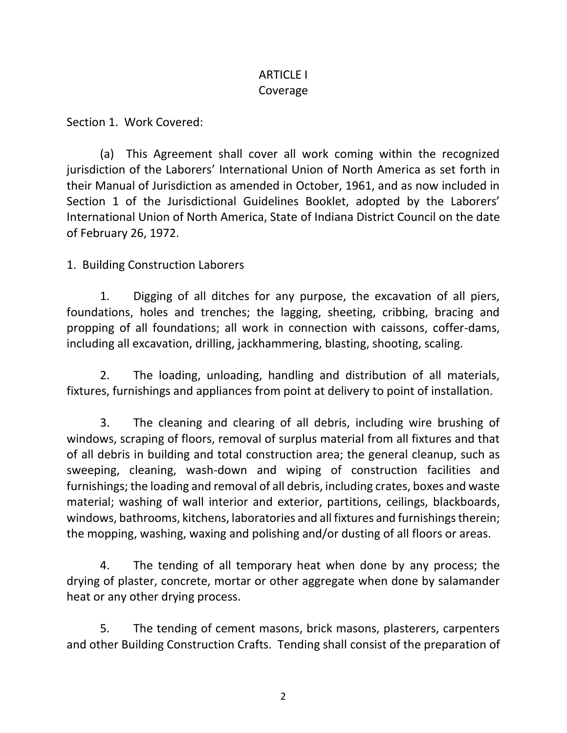# ARTICLE I
## Coverage

Section 1. Work Covered:

(a) This Agreement shall cover all work coming within the recognized jurisdiction of the Laborers' International Union of North America as set forth in their Manual of Jurisdiction as amended in October, 1961, and as now included in Section 1 of the Jurisdictional Guidelines Booklet, adopted by the Laborers' International Union of North America, State of Indiana District Council on the date of February 26, 1972.

1. Building Construction Laborers

1. Digging of all ditches for any purpose, the excavation of all piers, foundations, holes and trenches; the lagging, sheeting, cribbing, bracing and propping of all foundations; all work in connection with caissons, coffer-dams, including all excavation, drilling, jackhammering, blasting, shooting, scaling.

2. The loading, unloading, handling and distribution of all materials, fixtures, furnishings and appliances from point at delivery to point of installation.

3. The cleaning and clearing of all debris, including wire brushing of windows, scraping of floors, removal of surplus material from all fixtures and that of all debris in building and total construction area; the general cleanup, such as sweeping, cleaning, wash-down and wiping of construction facilities and furnishings; the loading and removal of all debris, including crates, boxes and waste material; washing of wall interior and exterior, partitions, ceilings, blackboards, windows, bathrooms, kitchens, laboratories and all fixtures and furnishings therein; the mopping, washing, waxing and polishing and/or dusting of all floors or areas.

4. The tending of all temporary heat when done by any process; the drying of plaster, concrete, mortar or other aggregate when done by salamander heat or any other drying process.

5. The tending of cement masons, brick masons, plasterers, carpenters and other Building Construction Crafts. Tending shall consist of the preparation of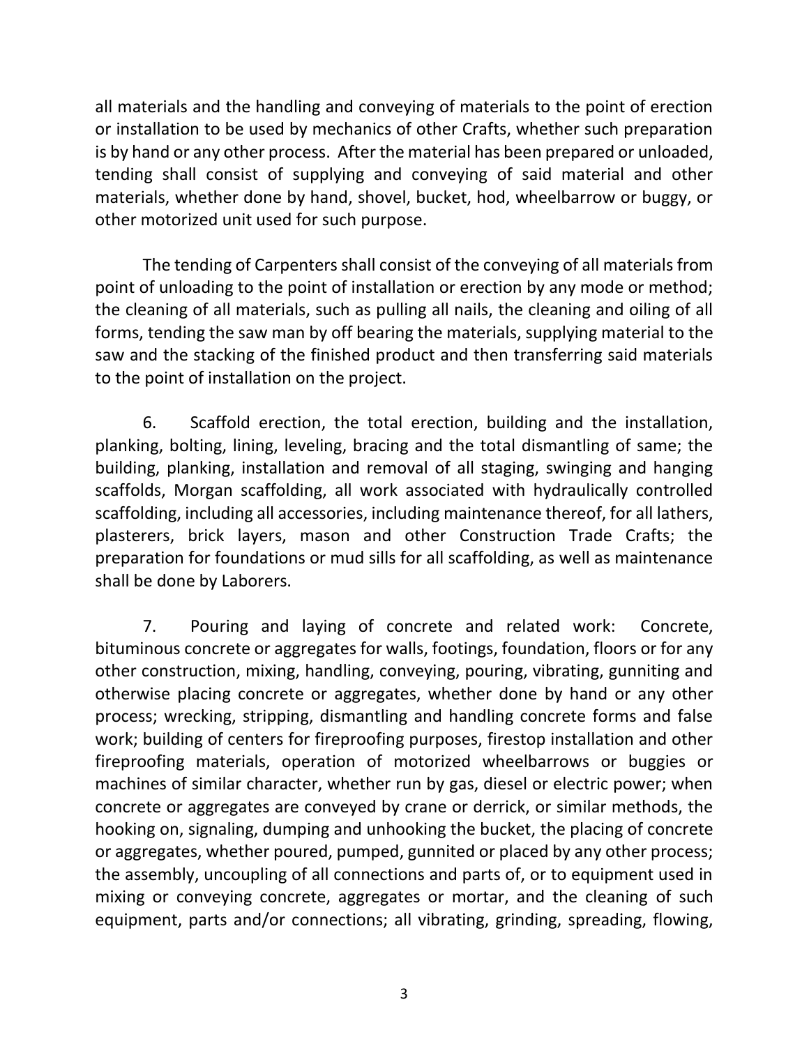all materials and the handling and conveying of materials to the point of erection or installation to be used by mechanics of other Crafts, whether such preparation is by hand or any other process. After the material has been prepared or unloaded, tending shall consist of supplying and conveying of said material and other materials, whether done by hand, shovel, bucket, hod, wheelbarrow or buggy, or other motorized unit used for such purpose.

The tending of Carpenters shall consist of the conveying of all materials from point of unloading to the point of installation or erection by any mode or method; the cleaning of all materials, such as pulling all nails, the cleaning and oiling of all forms, tending the saw man by off bearing the materials, supplying material to the saw and the stacking of the finished product and then transferring said materials to the point of installation on the project.

6. Scaffold erection, the total erection, building and the installation, planking, bolting, lining, leveling, bracing and the total dismantling of same; the building, planking, installation and removal of all staging, swinging and hanging scaffolds, Morgan scaffolding, all work associated with hydraulically controlled scaffolding, including all accessories, including maintenance thereof, for all lathers, plasterers, brick layers, mason and other Construction Trade Crafts; the preparation for foundations or mud sills for all scaffolding, as well as maintenance shall be done by Laborers.

7. Pouring and laying of concrete and related work: Concrete, bituminous concrete or aggregates for walls, footings, foundation, floors or for any other construction, mixing, handling, conveying, pouring, vibrating, gunniting and otherwise placing concrete or aggregates, whether done by hand or any other process; wrecking, stripping, dismantling and handling concrete forms and false work; building of centers for fireproofing purposes, firestop installation and other fireproofing materials, operation of motorized wheelbarrows or buggies or machines of similar character, whether run by gas, diesel or electric power; when concrete or aggregates are conveyed by crane or derrick, or similar methods, the hooking on, signaling, dumping and unhooking the bucket, the placing of concrete or aggregates, whether poured, pumped, gunnited or placed by any other process; the assembly, uncoupling of all connections and parts of, or to equipment used in mixing or conveying concrete, aggregates or mortar, and the cleaning of such equipment, parts and/or connections; all vibrating, grinding, spreading, flowing,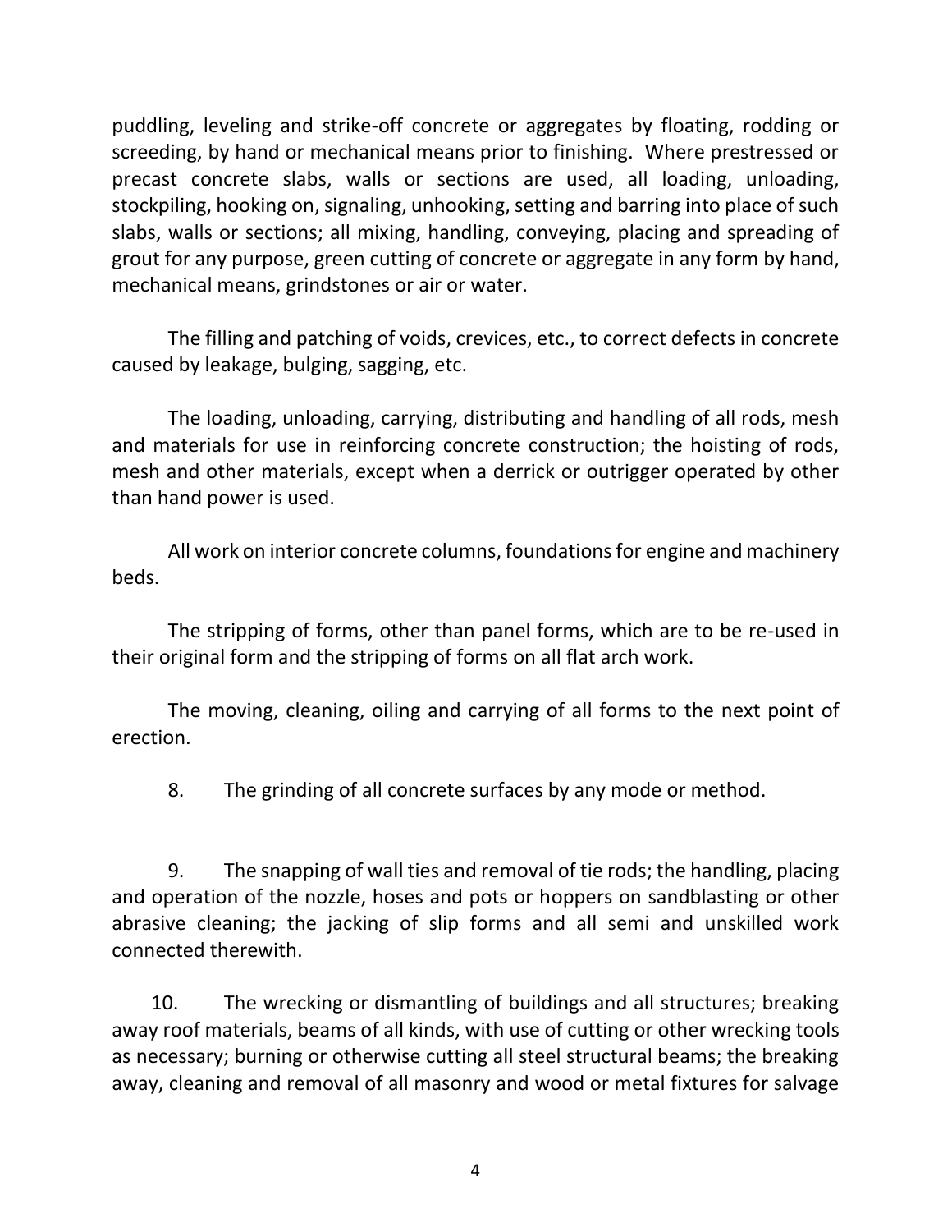puddling, leveling and strike-off concrete or aggregates by floating, rodding or screeding, by hand or mechanical means prior to finishing. Where prestressed or precast concrete slabs, walls or sections are used, all loading, unloading, stockpiling, hooking on, signaling, unhooking, setting and barring into place of such slabs, walls or sections; all mixing, handling, conveying, placing and spreading of grout for any purpose, green cutting of concrete or aggregate in any form by hand, mechanical means, grindstones or air or water.

The filling and patching of voids, crevices, etc., to correct defects in concrete caused by leakage, bulging, sagging, etc.

The loading, unloading, carrying, distributing and handling of all rods, mesh and materials for use in reinforcing concrete construction; the hoisting of rods, mesh and other materials, except when a derrick or outrigger operated by other than hand power is used.

All work on interior concrete columns, foundations for engine and machinery beds.

The stripping of forms, other than panel forms, which are to be re-used in their original form and the stripping of forms on all flat arch work.

The moving, cleaning, oiling and carrying of all forms to the next point of erection.

8. The grinding of all concrete surfaces by any mode or method.

9. The snapping of wall ties and removal of tie rods; the handling, placing and operation of the nozzle, hoses and pots or hoppers on sandblasting or other abrasive cleaning; the jacking of slip forms and all semi and unskilled work connected therewith.

10. The wrecking or dismantling of buildings and all structures; breaking away roof materials, beams of all kinds, with use of cutting or other wrecking tools as necessary; burning or otherwise cutting all steel structural beams; the breaking away, cleaning and removal of all masonry and wood or metal fixtures for salvage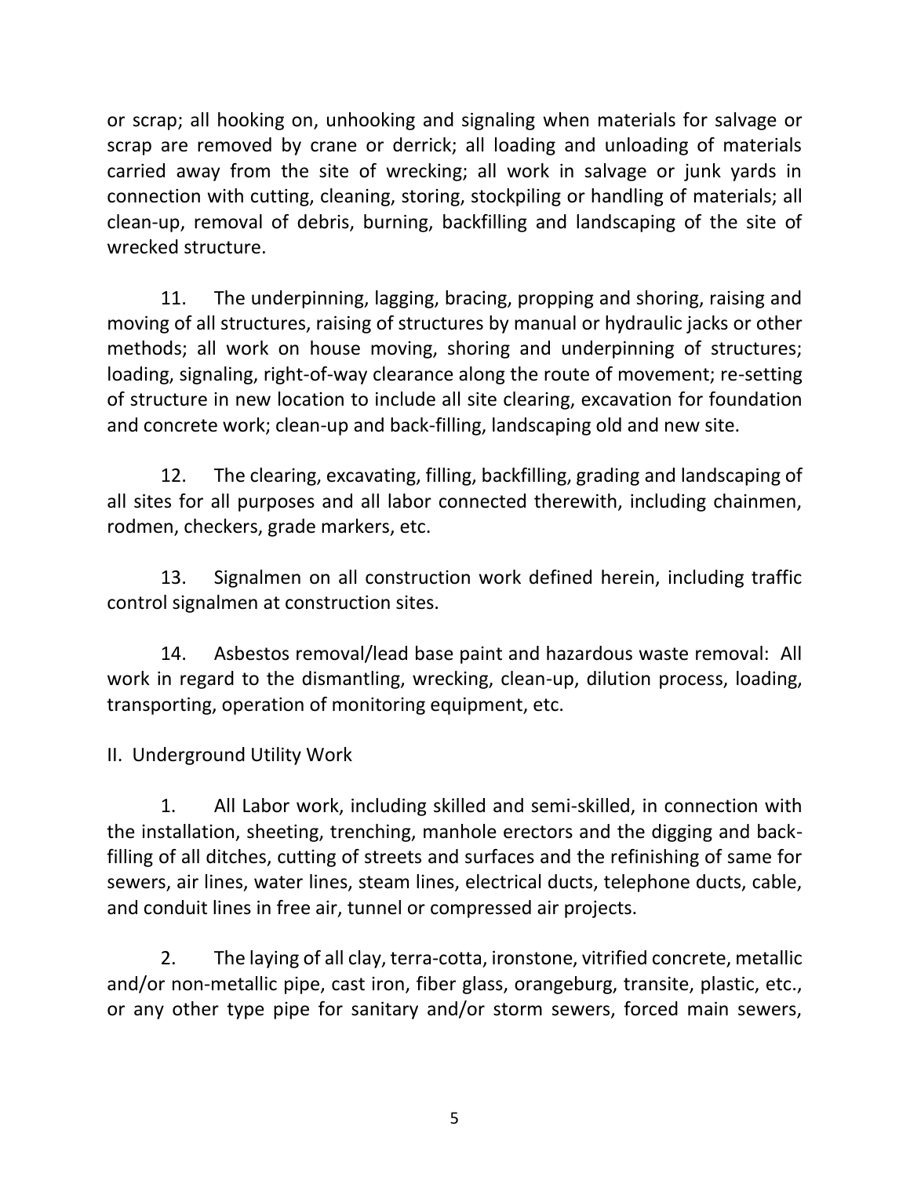or scrap; all hooking on, unhooking and signaling when materials for salvage or scrap are removed by crane or derrick; all loading and unloading of materials carried away from the site of wrecking; all work in salvage or junk yards in connection with cutting, cleaning, storing, stockpiling or handling of materials; all clean-up, removal of debris, burning, backfilling and landscaping of the site of wrecked structure.

11. The underpinning, lagging, bracing, propping and shoring, raising and moving of all structures, raising of structures by manual or hydraulic jacks or other methods; all work on house moving, shoring and underpinning of structures; loading, signaling, right-of-way clearance along the route of movement; re-setting of structure in new location to include all site clearing, excavation for foundation and concrete work; clean-up and back-filling, landscaping old and new site.

12. The clearing, excavating, filling, backfilling, grading and landscaping of all sites for all purposes and all labor connected therewith, including chainmen, rodmen, checkers, grade markers, etc.

13. Signalmen on all construction work defined herein, including traffic control signalmen at construction sites.

14. Asbestos removal/lead base paint and hazardous waste removal: All work in regard to the dismantling, wrecking, clean-up, dilution process, loading, transporting, operation of monitoring equipment, etc.

II. Underground Utility Work

1. All Labor work, including skilled and semi-skilled, in connection with the installation, sheeting, trenching, manhole erectors and the digging and back-filling of all ditches, cutting of streets and surfaces and the refinishing of same for sewers, air lines, water lines, steam lines, electrical ducts, telephone ducts, cable, and conduit lines in free air, tunnel or compressed air projects.

2. The laying of all clay, terra-cotta, ironstone, vitrified concrete, metallic and/or non-metallic pipe, cast iron, fiber glass, orangeburg, transite, plastic, etc., or any other type pipe for sanitary and/or storm sewers, forced main sewers,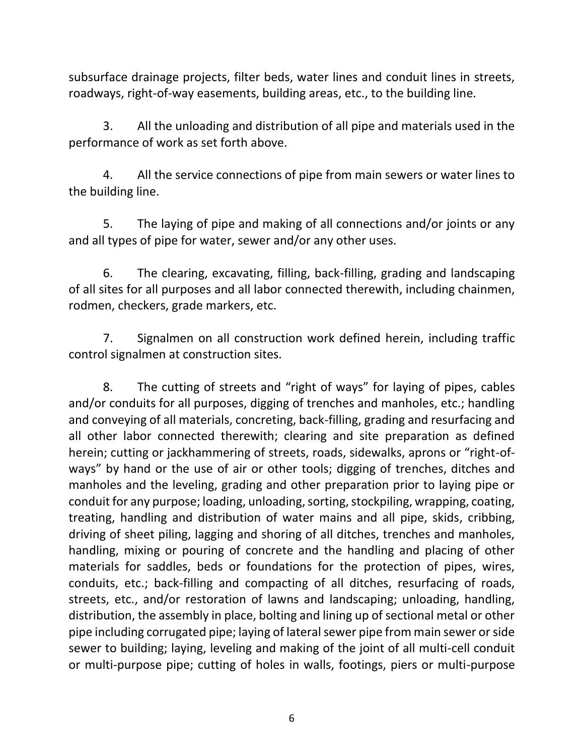subsurface drainage projects, filter beds, water lines and conduit lines in streets, roadways, right-of-way easements, building areas, etc., to the building line.

3. All the unloading and distribution of all pipe and materials used in the performance of work as set forth above.

4. All the service connections of pipe from main sewers or water lines to the building line.

5. The laying of pipe and making of all connections and/or joints or any and all types of pipe for water, sewer and/or any other uses.

6. The clearing, excavating, filling, back-filling, grading and landscaping of all sites for all purposes and all labor connected therewith, including chainmen, rodmen, checkers, grade markers, etc.

7. Signalmen on all construction work defined herein, including traffic control signalmen at construction sites.

8. The cutting of streets and "right of ways" for laying of pipes, cables and/or conduits for all purposes, digging of trenches and manholes, etc.; handling and conveying of all materials, concreting, back-filling, grading and resurfacing and all other labor connected therewith; clearing and site preparation as defined herein; cutting or jackhammering of streets, roads, sidewalks, aprons or "right-of-ways" by hand or the use of air or other tools; digging of trenches, ditches and manholes and the leveling, grading and other preparation prior to laying pipe or conduit for any purpose; loading, unloading, sorting, stockpiling, wrapping, coating, treating, handling and distribution of water mains and all pipe, skids, cribbing, driving of sheet piling, lagging and shoring of all ditches, trenches and manholes, handling, mixing or pouring of concrete and the handling and placing of other materials for saddles, beds or foundations for the protection of pipes, wires, conduits, etc.; back-filling and compacting of all ditches, resurfacing of roads, streets, etc., and/or restoration of lawns and landscaping; unloading, handling, distribution, the assembly in place, bolting and lining up of sectional metal or other pipe including corrugated pipe; laying of lateral sewer pipe from main sewer or side sewer to building; laying, leveling and making of the joint of all multi-cell conduit or multi-purpose pipe; cutting of holes in walls, footings, piers or multi-purpose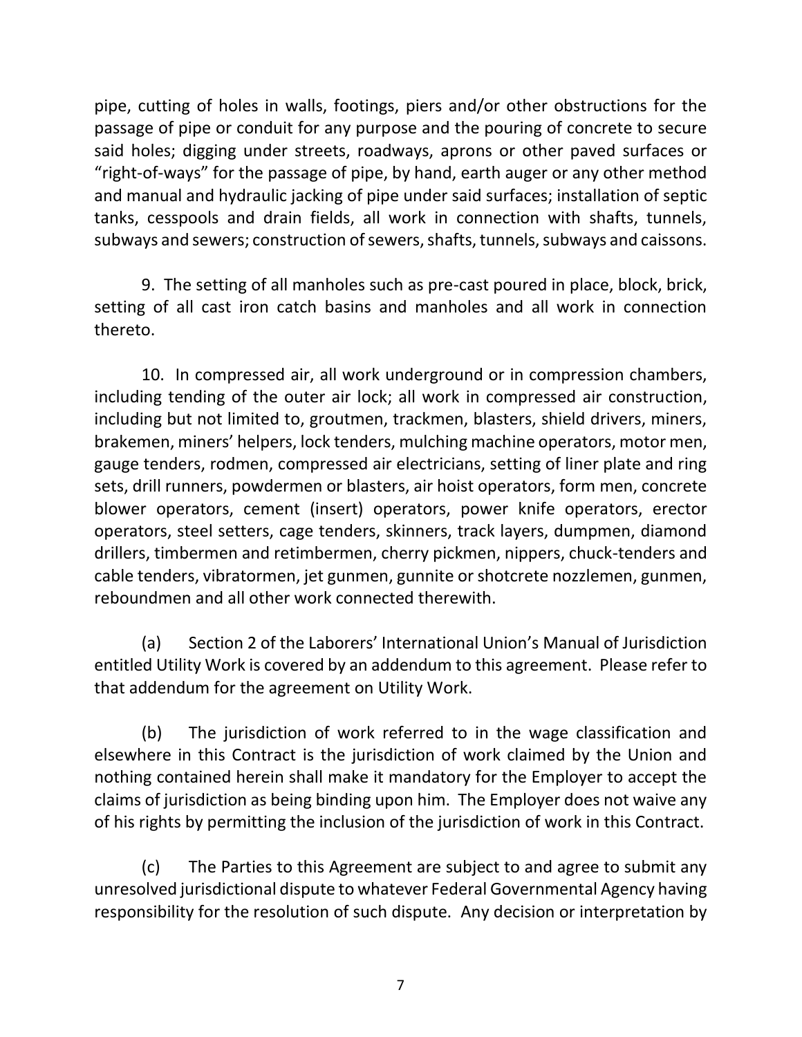pipe, cutting of holes in walls, footings, piers and/or other obstructions for the passage of pipe or conduit for any purpose and the pouring of concrete to secure said holes; digging under streets, roadways, aprons or other paved surfaces or "right-of-ways" for the passage of pipe, by hand, earth auger or any other method and manual and hydraulic jacking of pipe under said surfaces; installation of septic tanks, cesspools and drain fields, all work in connection with shafts, tunnels, subways and sewers; construction of sewers, shafts, tunnels, subways and caissons.

9. The setting of all manholes such as pre-cast poured in place, block, brick, setting of all cast iron catch basins and manholes and all work in connection thereto.

10. In compressed air, all work underground or in compression chambers, including tending of the outer air lock; all work in compressed air construction, including but not limited to, groutmen, trackmen, blasters, shield drivers, miners, brakemen, miners' helpers, lock tenders, mulching machine operators, motor men, gauge tenders, rodmen, compressed air electricians, setting of liner plate and ring sets, drill runners, powdermen or blasters, air hoist operators, form men, concrete blower operators, cement (insert) operators, power knife operators, erector operators, steel setters, cage tenders, skinners, track layers, dumpmen, diamond drillers, timbermen and retimbermen, cherry pickmen, nippers, chuck-tenders and cable tenders, vibratormen, jet gunmen, gunnite or shotcrete nozzlemen, gunmen, reboundmen and all other work connected therewith.

(a) Section 2 of the Laborers' International Union's Manual of Jurisdiction entitled Utility Work is covered by an addendum to this agreement. Please refer to that addendum for the agreement on Utility Work.

(b) The jurisdiction of work referred to in the wage classification and elsewhere in this Contract is the jurisdiction of work claimed by the Union and nothing contained herein shall make it mandatory for the Employer to accept the claims of jurisdiction as being binding upon him. The Employer does not waive any of his rights by permitting the inclusion of the jurisdiction of work in this Contract.

(c) The Parties to this Agreement are subject to and agree to submit any unresolved jurisdictional dispute to whatever Federal Governmental Agency having responsibility for the resolution of such dispute. Any decision or interpretation by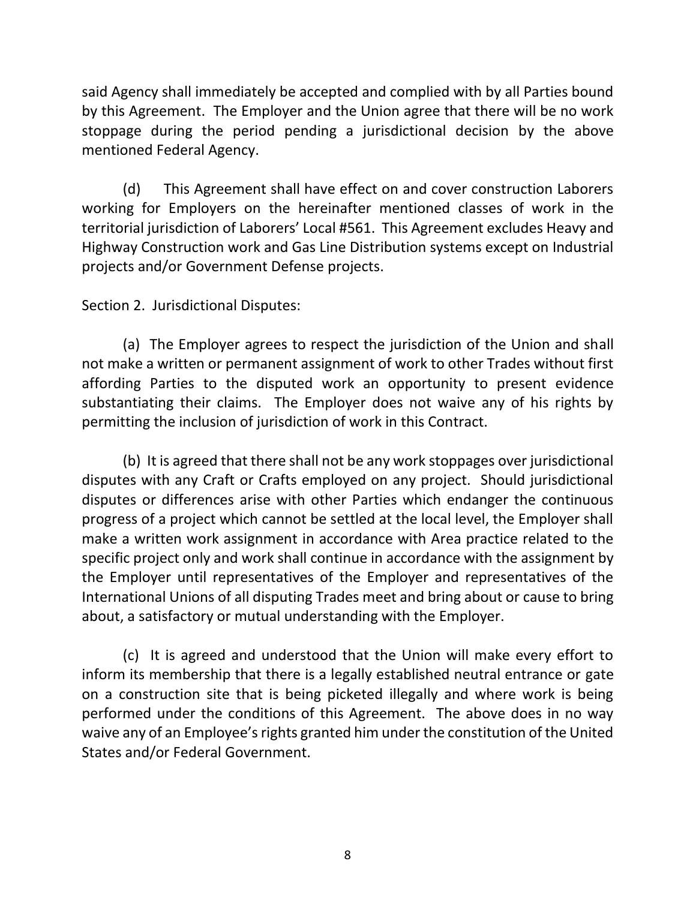said Agency shall immediately be accepted and complied with by all Parties bound by this Agreement. The Employer and the Union agree that there will be no work stoppage during the period pending a jurisdictional decision by the above mentioned Federal Agency.

(d) This Agreement shall have effect on and cover construction Laborers working for Employers on the hereinafter mentioned classes of work in the territorial jurisdiction of Laborers' Local #561. This Agreement excludes Heavy and Highway Construction work and Gas Line Distribution systems except on Industrial projects and/or Government Defense projects.

Section 2. Jurisdictional Disputes:

(a) The Employer agrees to respect the jurisdiction of the Union and shall not make a written or permanent assignment of work to other Trades without first affording Parties to the disputed work an opportunity to present evidence substantiating their claims. The Employer does not waive any of his rights by permitting the inclusion of jurisdiction of work in this Contract.

(b) It is agreed that there shall not be any work stoppages over jurisdictional disputes with any Craft or Crafts employed on any project. Should jurisdictional disputes or differences arise with other Parties which endanger the continuous progress of a project which cannot be settled at the local level, the Employer shall make a written work assignment in accordance with Area practice related to the specific project only and work shall continue in accordance with the assignment by the Employer until representatives of the Employer and representatives of the International Unions of all disputing Trades meet and bring about or cause to bring about, a satisfactory or mutual understanding with the Employer.

(c) It is agreed and understood that the Union will make every effort to inform its membership that there is a legally established neutral entrance or gate on a construction site that is being picketed illegally and where work is being performed under the conditions of this Agreement. The above does in no way waive any of an Employee's rights granted him under the constitution of the United States and/or Federal Government.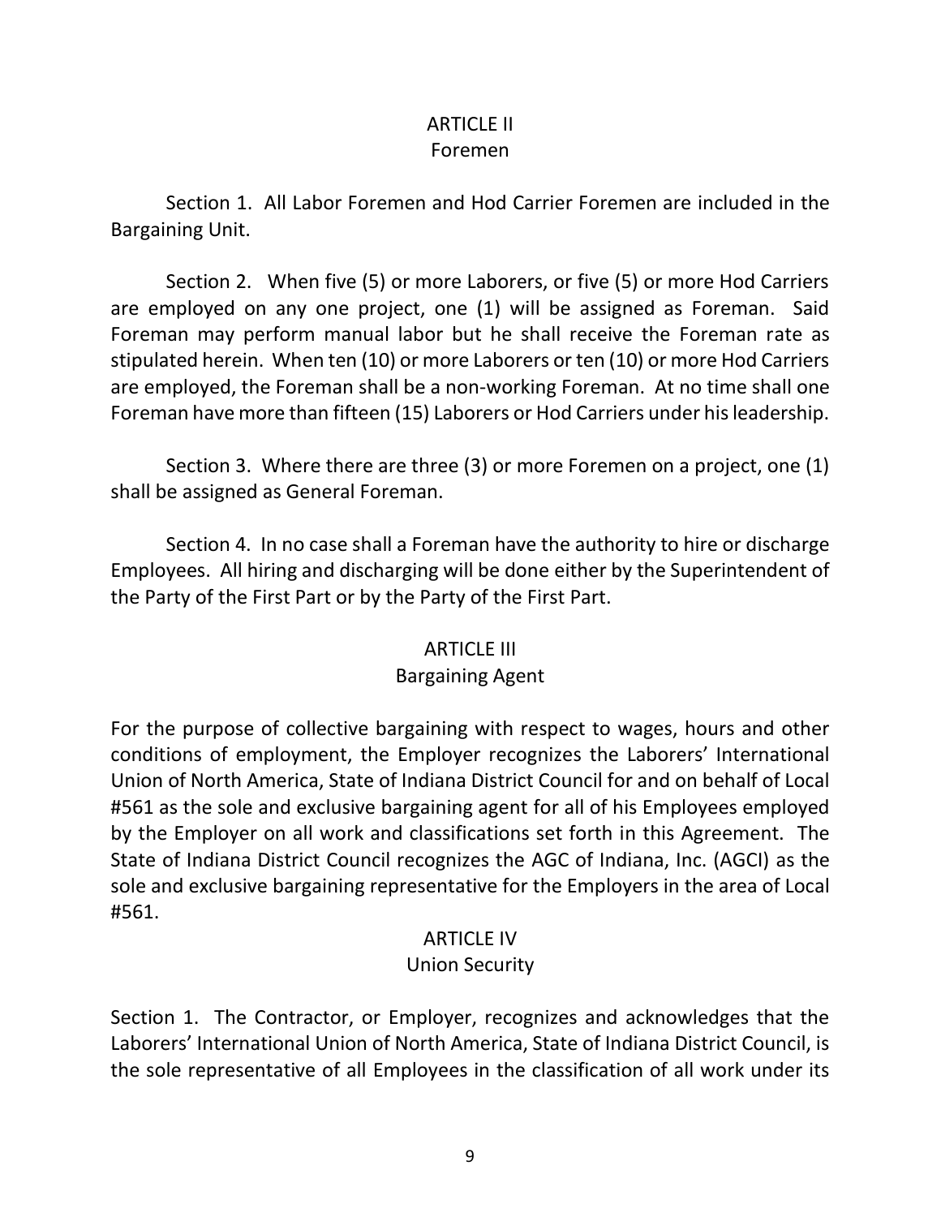## ARTICLE II
### Foremen

Section 1. All Labor Foremen and Hod Carrier Foremen are included in the Bargaining Unit.

Section 2. When five (5) or more Laborers, or five (5) or more Hod Carriers are employed on any one project, one (1) will be assigned as Foreman. Said Foreman may perform manual labor but he shall receive the Foreman rate as stipulated herein. When ten (10) or more Laborers or ten (10) or more Hod Carriers are employed, the Foreman shall be a non-working Foreman. At no time shall one Foreman have more than fifteen (15) Laborers or Hod Carriers under his leadership.

Section 3. Where there are three (3) or more Foremen on a project, one (1) shall be assigned as General Foreman.

Section 4. In no case shall a Foreman have the authority to hire or discharge Employees. All hiring and discharging will be done either by the Superintendent of the Party of the First Part or by the Party of the First Part.

## ARTICLE III
### Bargaining Agent

For the purpose of collective bargaining with respect to wages, hours and other conditions of employment, the Employer recognizes the Laborers' International Union of North America, State of Indiana District Council for and on behalf of Local #561 as the sole and exclusive bargaining agent for all of his Employees employed by the Employer on all work and classifications set forth in this Agreement. The State of Indiana District Council recognizes the AGC of Indiana, Inc. (AGCI) as the sole and exclusive bargaining representative for the Employers in the area of Local #561.

## ARTICLE IV
### Union Security

Section 1. The Contractor, or Employer, recognizes and acknowledges that the Laborers' International Union of North America, State of Indiana District Council, is the sole representative of all Employees in the classification of all work under its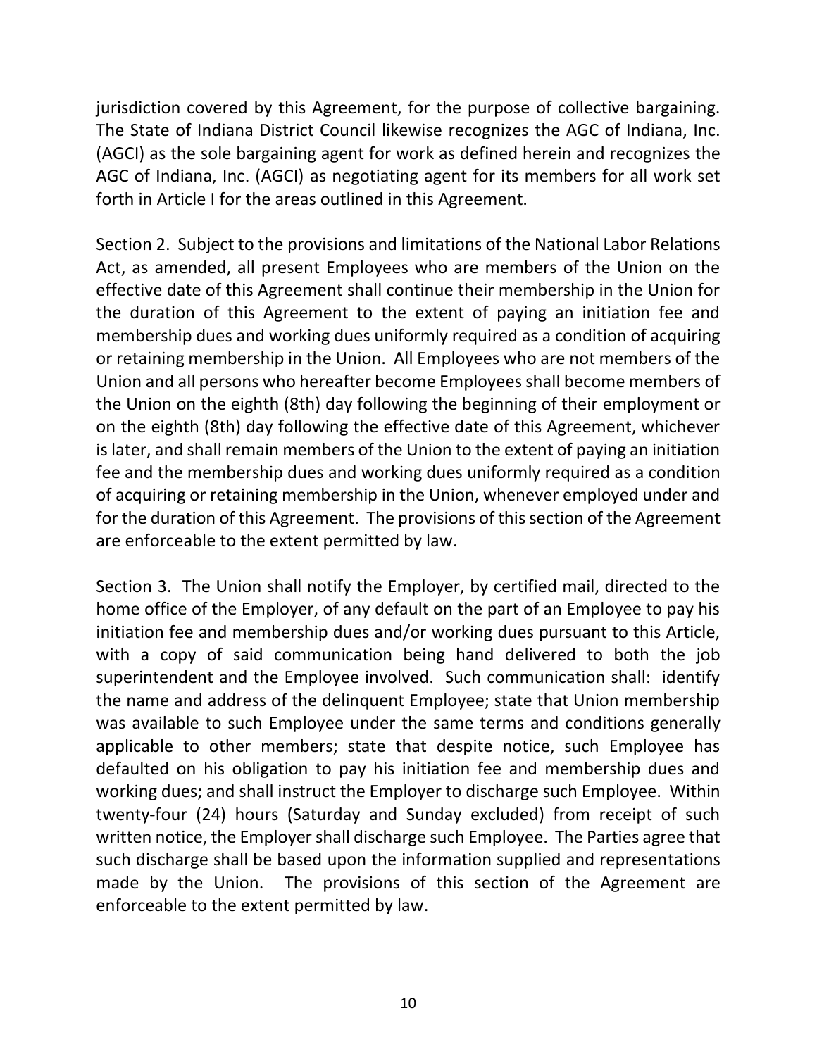jurisdiction covered by this Agreement, for the purpose of collective bargaining. The State of Indiana District Council likewise recognizes the AGC of Indiana, Inc. (AGCI) as the sole bargaining agent for work as defined herein and recognizes the AGC of Indiana, Inc. (AGCI) as negotiating agent for its members for all work set forth in Article I for the areas outlined in this Agreement.

Section 2. Subject to the provisions and limitations of the National Labor Relations Act, as amended, all present Employees who are members of the Union on the effective date of this Agreement shall continue their membership in the Union for the duration of this Agreement to the extent of paying an initiation fee and membership dues and working dues uniformly required as a condition of acquiring or retaining membership in the Union. All Employees who are not members of the Union and all persons who hereafter become Employees shall become members of the Union on the eighth (8th) day following the beginning of their employment or on the eighth (8th) day following the effective date of this Agreement, whichever is later, and shall remain members of the Union to the extent of paying an initiation fee and the membership dues and working dues uniformly required as a condition of acquiring or retaining membership in the Union, whenever employed under and for the duration of this Agreement. The provisions of this section of the Agreement are enforceable to the extent permitted by law.

Section 3. The Union shall notify the Employer, by certified mail, directed to the home office of the Employer, of any default on the part of an Employee to pay his initiation fee and membership dues and/or working dues pursuant to this Article, with a copy of said communication being hand delivered to both the job superintendent and the Employee involved. Such communication shall: identify the name and address of the delinquent Employee; state that Union membership was available to such Employee under the same terms and conditions generally applicable to other members; state that despite notice, such Employee has defaulted on his obligation to pay his initiation fee and membership dues and working dues; and shall instruct the Employer to discharge such Employee. Within twenty-four (24) hours (Saturday and Sunday excluded) from receipt of such written notice, the Employer shall discharge such Employee. The Parties agree that such discharge shall be based upon the information supplied and representations made by the Union. The provisions of this section of the Agreement are enforceable to the extent permitted by law.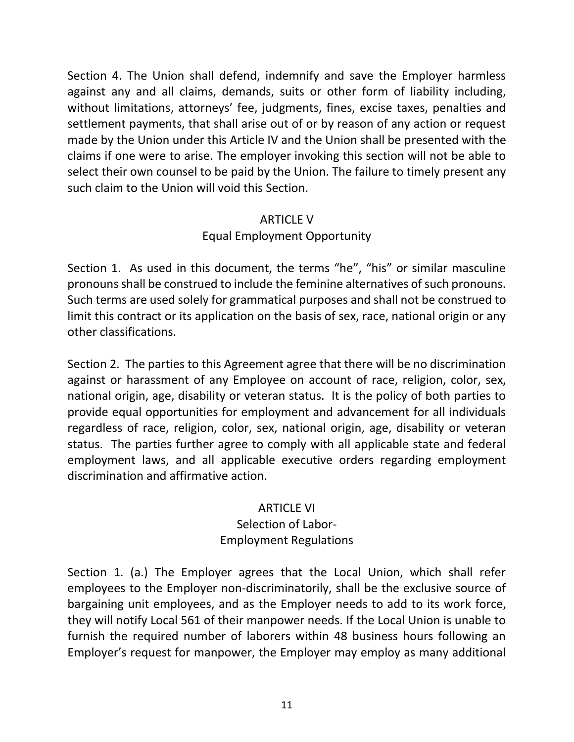Section 4. The Union shall defend, indemnify and save the Employer harmless against any and all claims, demands, suits or other form of liability including, without limitations, attorneys' fee, judgments, fines, excise taxes, penalties and settlement payments, that shall arise out of or by reason of any action or request made by the Union under this Article IV and the Union shall be presented with the claims if one were to arise. The employer invoking this section will not be able to select their own counsel to be paid by the Union. The failure to timely present any such claim to the Union will void this Section.

## ARTICLE V
## Equal Employment Opportunity

Section 1. As used in this document, the terms "he", "his" or similar masculine pronouns shall be construed to include the feminine alternatives of such pronouns. Such terms are used solely for grammatical purposes and shall not be construed to limit this contract or its application on the basis of sex, race, national origin or any other classifications.

Section 2. The parties to this Agreement agree that there will be no discrimination against or harassment of any Employee on account of race, religion, color, sex, national origin, age, disability or veteran status. It is the policy of both parties to provide equal opportunities for employment and advancement for all individuals regardless of race, religion, color, sex, national origin, age, disability or veteran status. The parties further agree to comply with all applicable state and federal employment laws, and all applicable executive orders regarding employment discrimination and affirmative action.

## ARTICLE VI
## Selection of Labor-
## Employment Regulations

Section 1. (a.) The Employer agrees that the Local Union, which shall refer employees to the Employer non-discriminatorily, shall be the exclusive source of bargaining unit employees, and as the Employer needs to add to its work force, they will notify Local 561 of their manpower needs. If the Local Union is unable to furnish the required number of laborers within 48 business hours following an Employer's request for manpower, the Employer may employ as many additional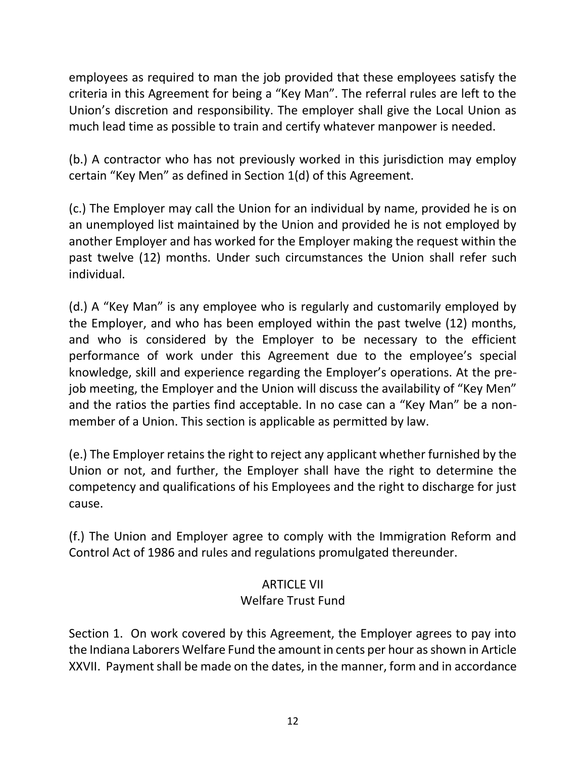employees as required to man the job provided that these employees satisfy the criteria in this Agreement for being a "Key Man". The referral rules are left to the Union's discretion and responsibility. The employer shall give the Local Union as much lead time as possible to train and certify whatever manpower is needed.

(b.) A contractor who has not previously worked in this jurisdiction may employ certain "Key Men" as defined in Section 1(d) of this Agreement.

(c.) The Employer may call the Union for an individual by name, provided he is on an unemployed list maintained by the Union and provided he is not employed by another Employer and has worked for the Employer making the request within the past twelve (12) months. Under such circumstances the Union shall refer such individual.

(d.) A "Key Man" is any employee who is regularly and customarily employed by the Employer, and who has been employed within the past twelve (12) months, and who is considered by the Employer to be necessary to the efficient performance of work under this Agreement due to the employee's special knowledge, skill and experience regarding the Employer's operations. At the pre-job meeting, the Employer and the Union will discuss the availability of "Key Men" and the ratios the parties find acceptable. In no case can a "Key Man" be a non-member of a Union. This section is applicable as permitted by law.

(e.) The Employer retains the right to reject any applicant whether furnished by the Union or not, and further, the Employer shall have the right to determine the competency and qualifications of his Employees and the right to discharge for just cause.

(f.) The Union and Employer agree to comply with the Immigration Reform and Control Act of 1986 and rules and regulations promulgated thereunder.

## ARTICLE VII
## Welfare Trust Fund

Section 1. On work covered by this Agreement, the Employer agrees to pay into the Indiana Laborers Welfare Fund the amount in cents per hour as shown in Article XXVII. Payment shall be made on the dates, in the manner, form and in accordance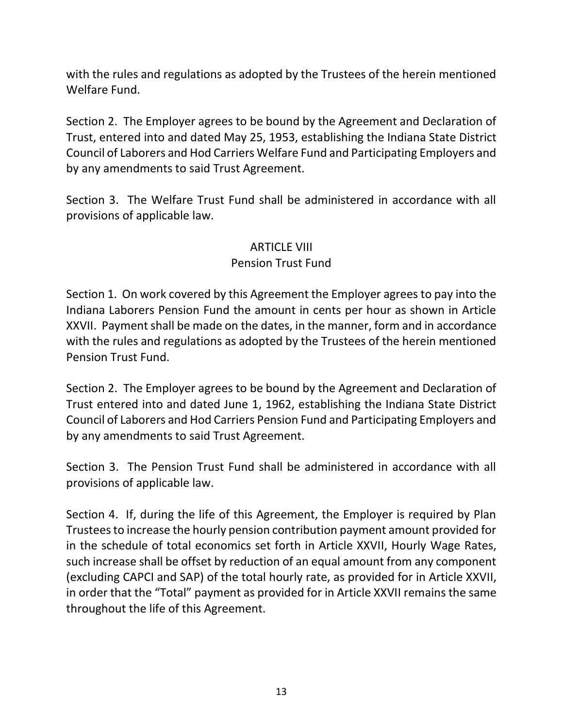with the rules and regulations as adopted by the Trustees of the herein mentioned Welfare Fund.

Section 2. The Employer agrees to be bound by the Agreement and Declaration of Trust, entered into and dated May 25, 1953, establishing the Indiana State District Council of Laborers and Hod Carriers Welfare Fund and Participating Employers and by any amendments to said Trust Agreement.

Section 3. The Welfare Trust Fund shall be administered in accordance with all provisions of applicable law.

## ARTICLE VIII
## Pension Trust Fund

Section 1. On work covered by this Agreement the Employer agrees to pay into the Indiana Laborers Pension Fund the amount in cents per hour as shown in Article XXVII. Payment shall be made on the dates, in the manner, form and in accordance with the rules and regulations as adopted by the Trustees of the herein mentioned Pension Trust Fund.

Section 2. The Employer agrees to be bound by the Agreement and Declaration of Trust entered into and dated June 1, 1962, establishing the Indiana State District Council of Laborers and Hod Carriers Pension Fund and Participating Employers and by any amendments to said Trust Agreement.

Section 3. The Pension Trust Fund shall be administered in accordance with all provisions of applicable law.

Section 4. If, during the life of this Agreement, the Employer is required by Plan Trustees to increase the hourly pension contribution payment amount provided for in the schedule of total economics set forth in Article XXVII, Hourly Wage Rates, such increase shall be offset by reduction of an equal amount from any component (excluding CAPCI and SAP) of the total hourly rate, as provided for in Article XXVII, in order that the "Total" payment as provided for in Article XXVII remains the same throughout the life of this Agreement.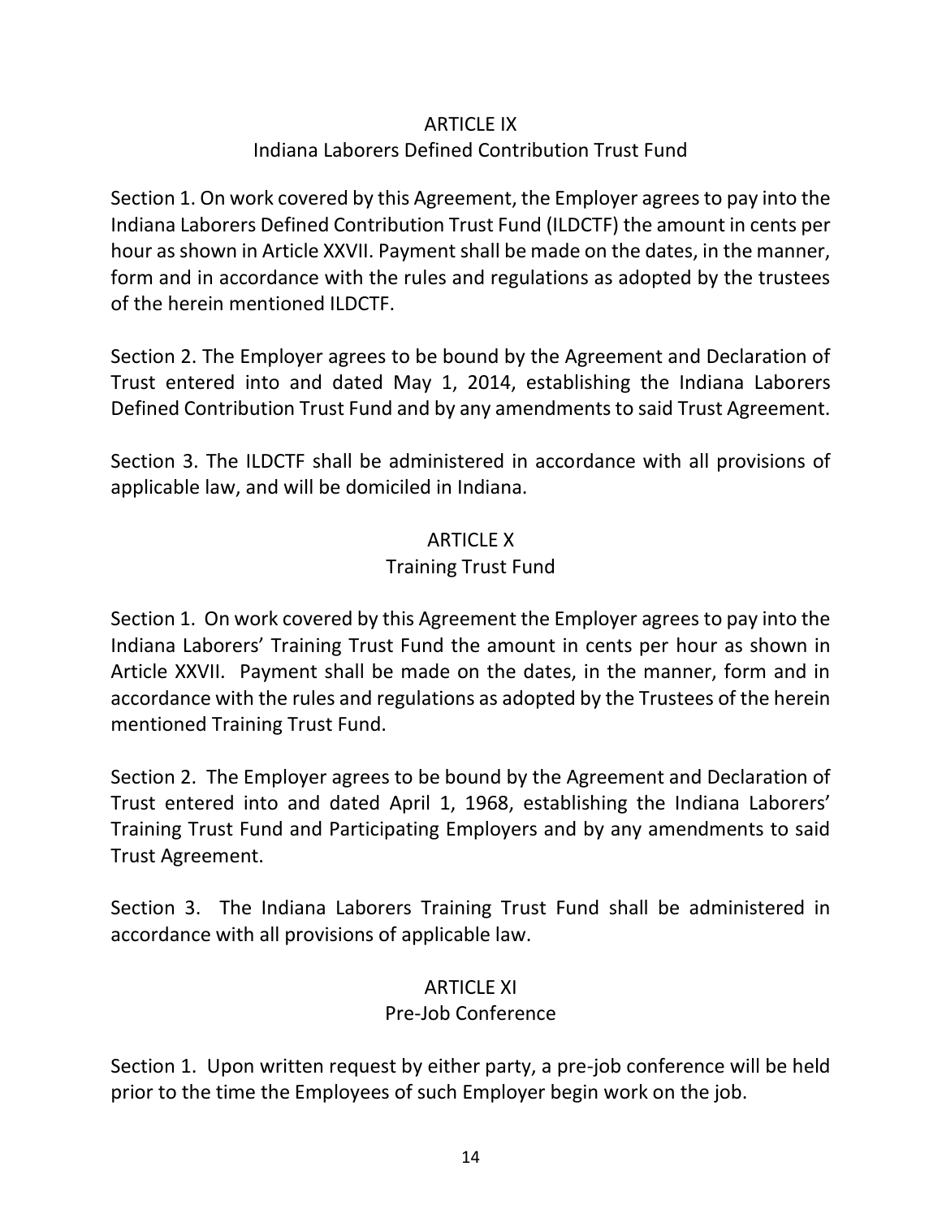## ARTICLE IX
### Indiana Laborers Defined Contribution Trust Fund

Section 1. On work covered by this Agreement, the Employer agrees to pay into the Indiana Laborers Defined Contribution Trust Fund (ILDCTF) the amount in cents per hour as shown in Article XXVII. Payment shall be made on the dates, in the manner, form and in accordance with the rules and regulations as adopted by the trustees of the herein mentioned ILDCTF.

Section 2. The Employer agrees to be bound by the Agreement and Declaration of Trust entered into and dated May 1, 2014, establishing the Indiana Laborers Defined Contribution Trust Fund and by any amendments to said Trust Agreement.

Section 3. The ILDCTF shall be administered in accordance with all provisions of applicable law, and will be domiciled in Indiana.

## ARTICLE X
### Training Trust Fund

Section 1. On work covered by this Agreement the Employer agrees to pay into the Indiana Laborers' Training Trust Fund the amount in cents per hour as shown in Article XXVII. Payment shall be made on the dates, in the manner, form and in accordance with the rules and regulations as adopted by the Trustees of the herein mentioned Training Trust Fund.

Section 2. The Employer agrees to be bound by the Agreement and Declaration of Trust entered into and dated April 1, 1968, establishing the Indiana Laborers' Training Trust Fund and Participating Employers and by any amendments to said Trust Agreement.

Section 3. The Indiana Laborers Training Trust Fund shall be administered in accordance with all provisions of applicable law.

## ARTICLE XI
### Pre-Job Conference

Section 1. Upon written request by either party, a pre-job conference will be held prior to the time the Employees of such Employer begin work on the job.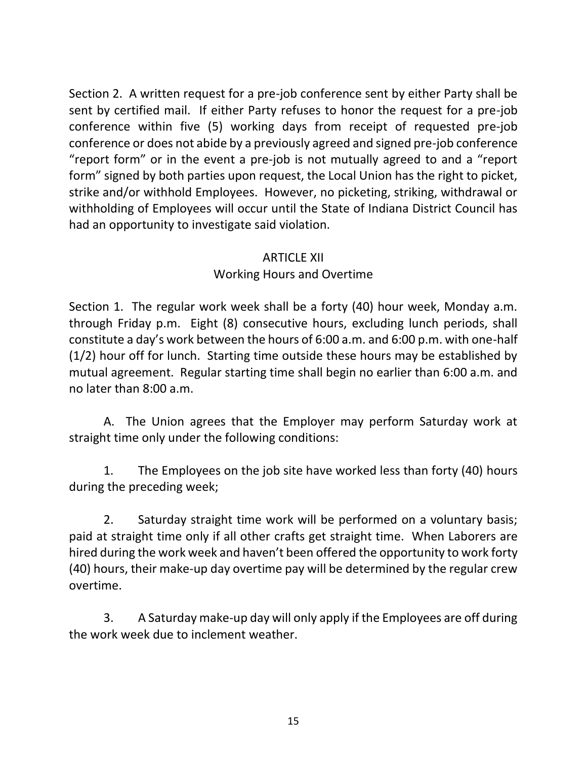Section 2. A written request for a pre-job conference sent by either Party shall be sent by certified mail. If either Party refuses to honor the request for a pre-job conference within five (5) working days from receipt of requested pre-job conference or does not abide by a previously agreed and signed pre-job conference "report form" or in the event a pre-job is not mutually agreed to and a "report form" signed by both parties upon request, the Local Union has the right to picket, strike and/or withhold Employees. However, no picketing, striking, withdrawal or withholding of Employees will occur until the State of Indiana District Council has had an opportunity to investigate said violation.

## ARTICLE XII
## Working Hours and Overtime

Section 1. The regular work week shall be a forty (40) hour week, Monday a.m. through Friday p.m. Eight (8) consecutive hours, excluding lunch periods, shall constitute a day's work between the hours of 6:00 a.m. and 6:00 p.m. with one-half (1/2) hour off for lunch. Starting time outside these hours may be established by mutual agreement. Regular starting time shall begin no earlier than 6:00 a.m. and no later than 8:00 a.m.

A. The Union agrees that the Employer may perform Saturday work at straight time only under the following conditions:

1. The Employees on the job site have worked less than forty (40) hours during the preceding week;

2. Saturday straight time work will be performed on a voluntary basis; paid at straight time only if all other crafts get straight time. When Laborers are hired during the work week and haven't been offered the opportunity to work forty (40) hours, their make-up day overtime pay will be determined by the regular crew overtime.

3. A Saturday make-up day will only apply if the Employees are off during the work week due to inclement weather.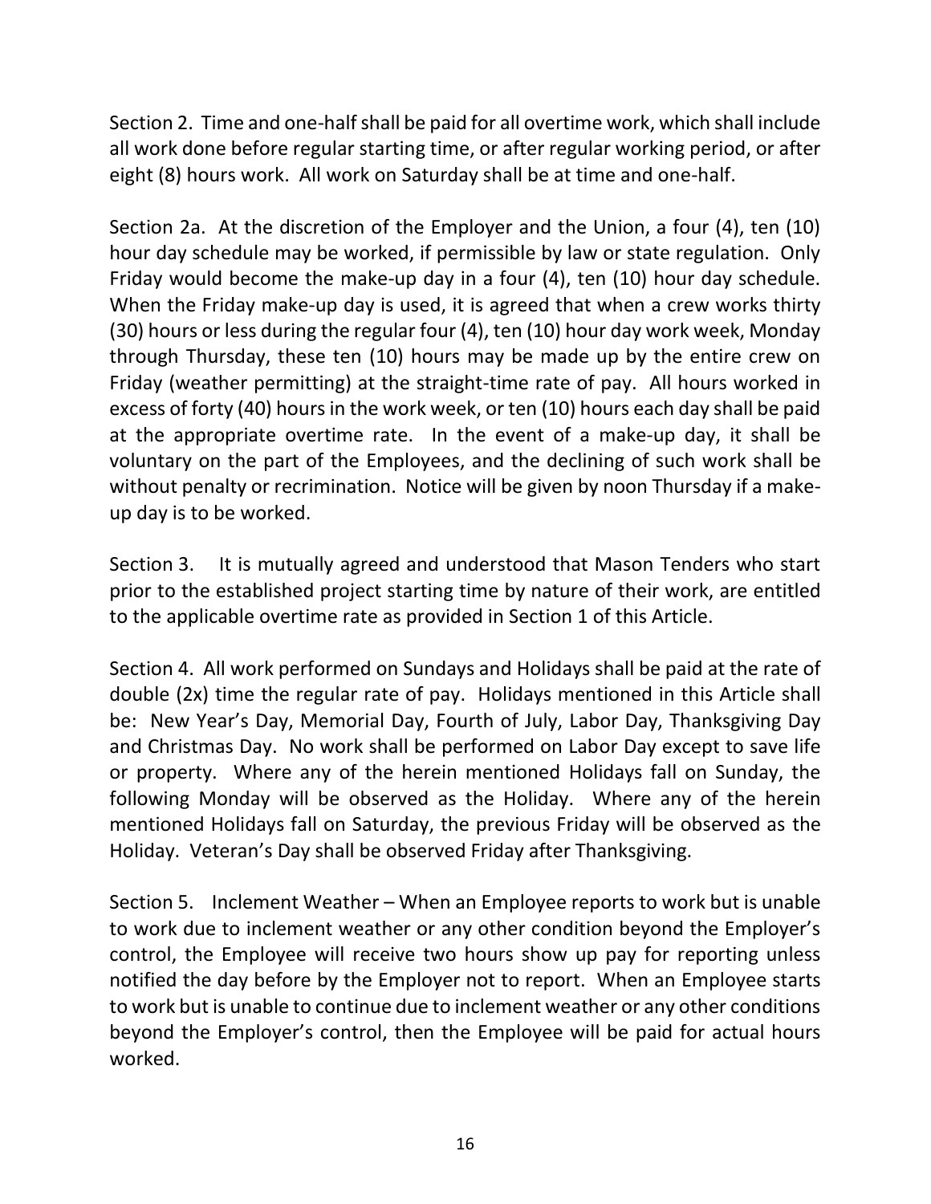Section 2. Time and one-half shall be paid for all overtime work, which shall include all work done before regular starting time, or after regular working period, or after eight (8) hours work. All work on Saturday shall be at time and one-half.

Section 2a. At the discretion of the Employer and the Union, a four (4), ten (10) hour day schedule may be worked, if permissible by law or state regulation. Only Friday would become the make-up day in a four (4), ten (10) hour day schedule. When the Friday make-up day is used, it is agreed that when a crew works thirty (30) hours or less during the regular four (4), ten (10) hour day work week, Monday through Thursday, these ten (10) hours may be made up by the entire crew on Friday (weather permitting) at the straight-time rate of pay. All hours worked in excess of forty (40) hours in the work week, or ten (10) hours each day shall be paid at the appropriate overtime rate. In the event of a make-up day, it shall be voluntary on the part of the Employees, and the declining of such work shall be without penalty or recrimination. Notice will be given by noon Thursday if a make-up day is to be worked.

Section 3. It is mutually agreed and understood that Mason Tenders who start prior to the established project starting time by nature of their work, are entitled to the applicable overtime rate as provided in Section 1 of this Article.

Section 4. All work performed on Sundays and Holidays shall be paid at the rate of double (2x) time the regular rate of pay. Holidays mentioned in this Article shall be: New Year's Day, Memorial Day, Fourth of July, Labor Day, Thanksgiving Day and Christmas Day. No work shall be performed on Labor Day except to save life or property. Where any of the herein mentioned Holidays fall on Sunday, the following Monday will be observed as the Holiday. Where any of the herein mentioned Holidays fall on Saturday, the previous Friday will be observed as the Holiday. Veteran's Day shall be observed Friday after Thanksgiving.

Section 5. Inclement Weather – When an Employee reports to work but is unable to work due to inclement weather or any other condition beyond the Employer's control, the Employee will receive two hours show up pay for reporting unless notified the day before by the Employer not to report. When an Employee starts to work but is unable to continue due to inclement weather or any other conditions beyond the Employer's control, then the Employee will be paid for actual hours worked.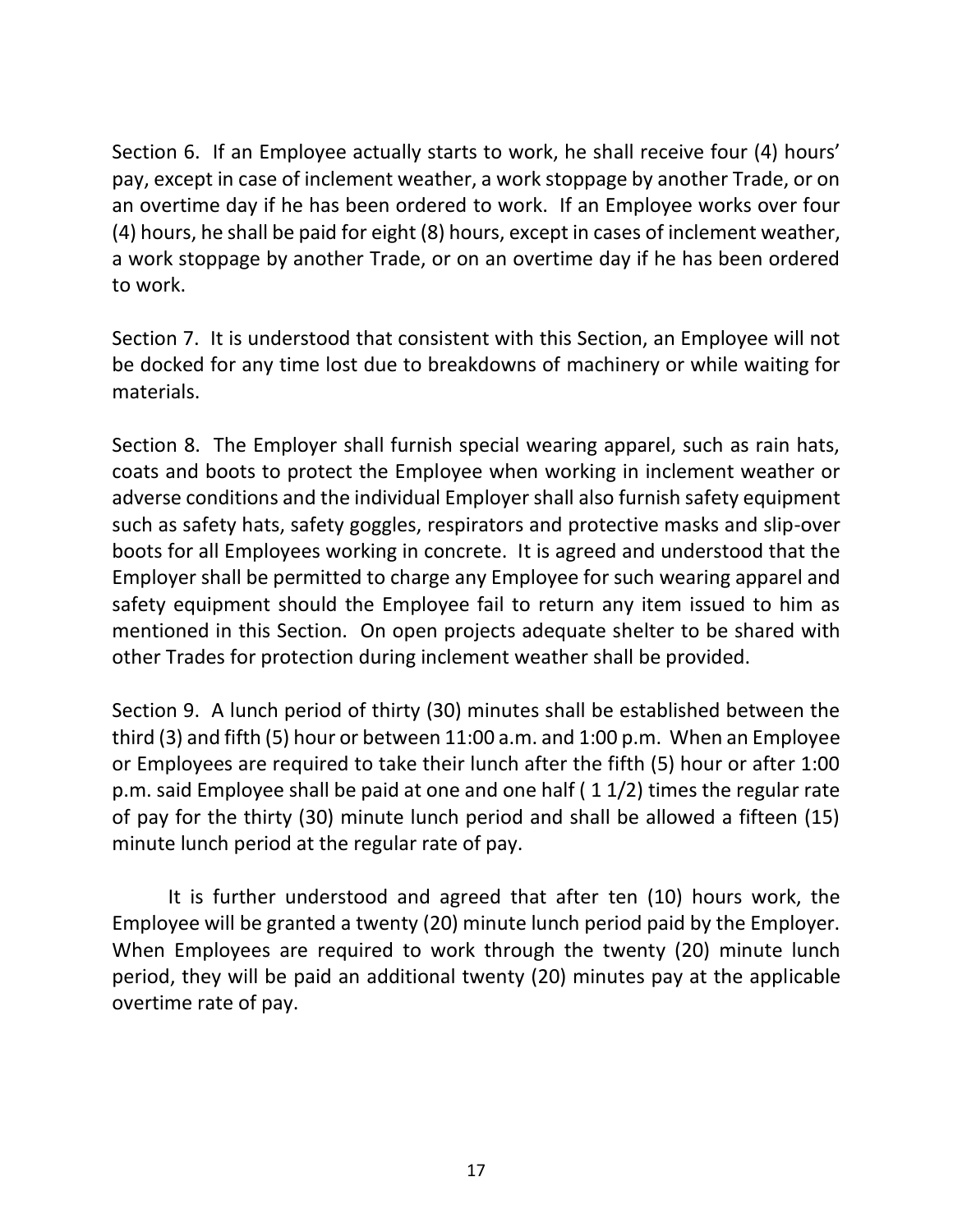Section 6. If an Employee actually starts to work, he shall receive four (4) hours' pay, except in case of inclement weather, a work stoppage by another Trade, or on an overtime day if he has been ordered to work. If an Employee works over four (4) hours, he shall be paid for eight (8) hours, except in cases of inclement weather, a work stoppage by another Trade, or on an overtime day if he has been ordered to work.

Section 7. It is understood that consistent with this Section, an Employee will not be docked for any time lost due to breakdowns of machinery or while waiting for materials.

Section 8. The Employer shall furnish special wearing apparel, such as rain hats, coats and boots to protect the Employee when working in inclement weather or adverse conditions and the individual Employer shall also furnish safety equipment such as safety hats, safety goggles, respirators and protective masks and slip-over boots for all Employees working in concrete. It is agreed and understood that the Employer shall be permitted to charge any Employee for such wearing apparel and safety equipment should the Employee fail to return any item issued to him as mentioned in this Section. On open projects adequate shelter to be shared with other Trades for protection during inclement weather shall be provided.

Section 9. A lunch period of thirty (30) minutes shall be established between the third (3) and fifth (5) hour or between 11:00 a.m. and 1:00 p.m. When an Employee or Employees are required to take their lunch after the fifth (5) hour or after 1:00 p.m. said Employee shall be paid at one and one half ( 1 1/2) times the regular rate of pay for the thirty (30) minute lunch period and shall be allowed a fifteen (15) minute lunch period at the regular rate of pay.

It is further understood and agreed that after ten (10) hours work, the Employee will be granted a twenty (20) minute lunch period paid by the Employer. When Employees are required to work through the twenty (20) minute lunch period, they will be paid an additional twenty (20) minutes pay at the applicable overtime rate of pay.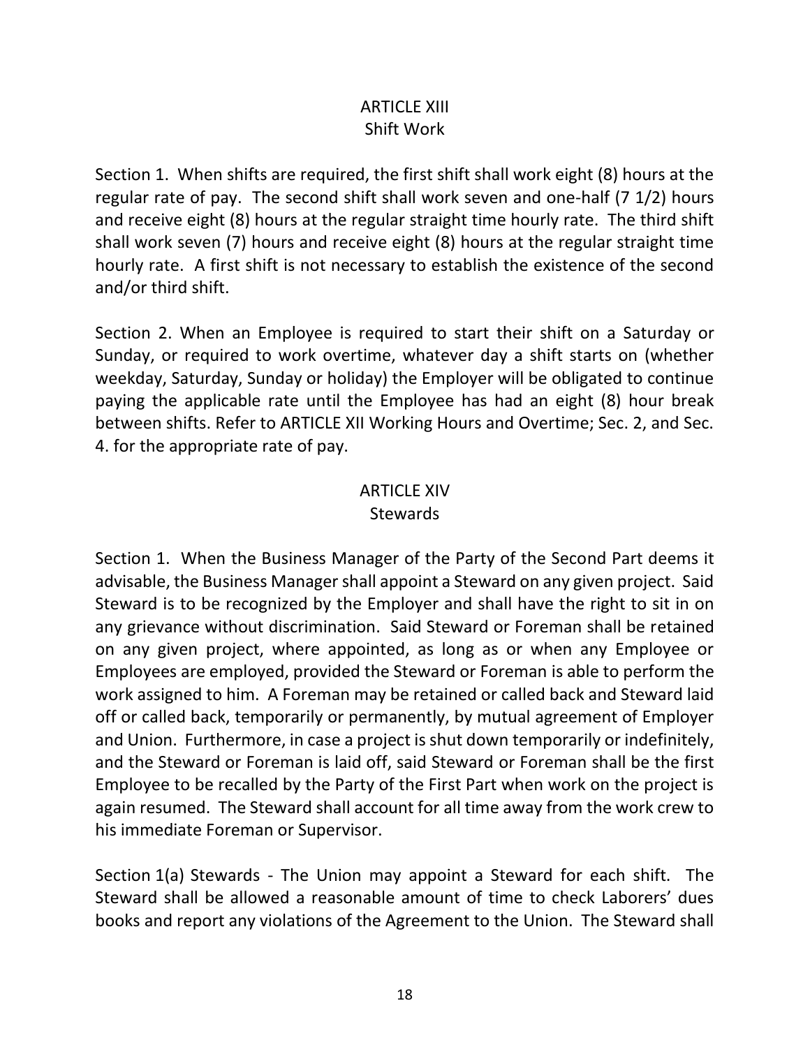## ARTICLE XIII
## Shift Work

Section 1. When shifts are required, the first shift shall work eight (8) hours at the regular rate of pay. The second shift shall work seven and one-half (7 1/2) hours and receive eight (8) hours at the regular straight time hourly rate. The third shift shall work seven (7) hours and receive eight (8) hours at the regular straight time hourly rate. A first shift is not necessary to establish the existence of the second and/or third shift.

Section 2. When an Employee is required to start their shift on a Saturday or Sunday, or required to work overtime, whatever day a shift starts on (whether weekday, Saturday, Sunday or holiday) the Employer will be obligated to continue paying the applicable rate until the Employee has had an eight (8) hour break between shifts. Refer to ARTICLE XII Working Hours and Overtime; Sec. 2, and Sec. 4. for the appropriate rate of pay.

## ARTICLE XIV
## Stewards

Section 1. When the Business Manager of the Party of the Second Part deems it advisable, the Business Manager shall appoint a Steward on any given project. Said Steward is to be recognized by the Employer and shall have the right to sit in on any grievance without discrimination. Said Steward or Foreman shall be retained on any given project, where appointed, as long as or when any Employee or Employees are employed, provided the Steward or Foreman is able to perform the work assigned to him. A Foreman may be retained or called back and Steward laid off or called back, temporarily or permanently, by mutual agreement of Employer and Union. Furthermore, in case a project is shut down temporarily or indefinitely, and the Steward or Foreman is laid off, said Steward or Foreman shall be the first Employee to be recalled by the Party of the First Part when work on the project is again resumed. The Steward shall account for all time away from the work crew to his immediate Foreman or Supervisor.

Section 1(a) Stewards - The Union may appoint a Steward for each shift. The Steward shall be allowed a reasonable amount of time to check Laborers' dues books and report any violations of the Agreement to the Union. The Steward shall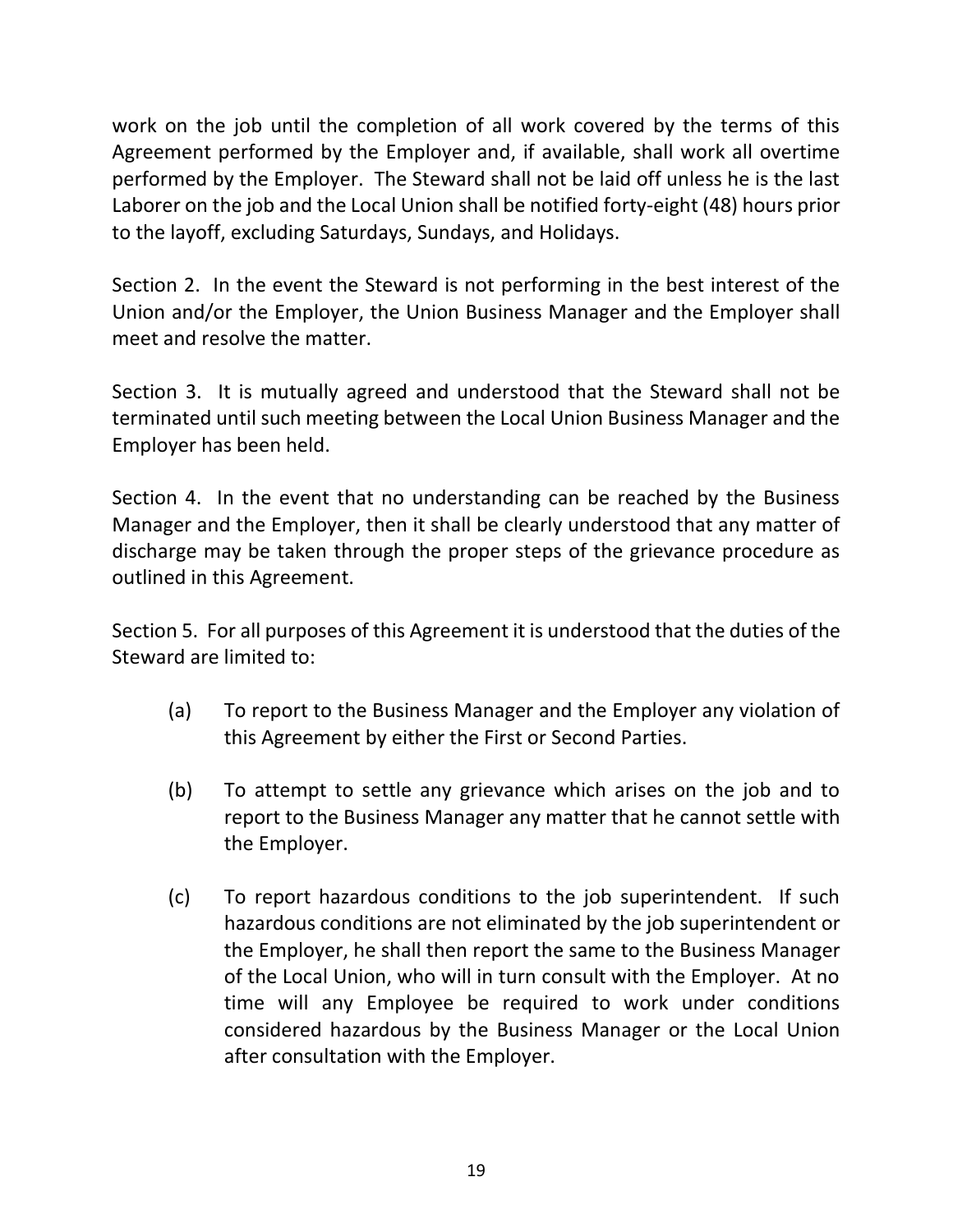work on the job until the completion of all work covered by the terms of this Agreement performed by the Employer and, if available, shall work all overtime performed by the Employer. The Steward shall not be laid off unless he is the last Laborer on the job and the Local Union shall be notified forty-eight (48) hours prior to the layoff, excluding Saturdays, Sundays, and Holidays.

Section 2. In the event the Steward is not performing in the best interest of the Union and/or the Employer, the Union Business Manager and the Employer shall meet and resolve the matter.

Section 3. It is mutually agreed and understood that the Steward shall not be terminated until such meeting between the Local Union Business Manager and the Employer has been held.

Section 4. In the event that no understanding can be reached by the Business Manager and the Employer, then it shall be clearly understood that any matter of discharge may be taken through the proper steps of the grievance procedure as outlined in this Agreement.

Section 5. For all purposes of this Agreement it is understood that the duties of the Steward are limited to:

(a) To report to the Business Manager and the Employer any violation of this Agreement by either the First or Second Parties.

(b) To attempt to settle any grievance which arises on the job and to report to the Business Manager any matter that he cannot settle with the Employer.

(c) To report hazardous conditions to the job superintendent. If such hazardous conditions are not eliminated by the job superintendent or the Employer, he shall then report the same to the Business Manager of the Local Union, who will in turn consult with the Employer. At no time will any Employee be required to work under conditions considered hazardous by the Business Manager or the Local Union after consultation with the Employer.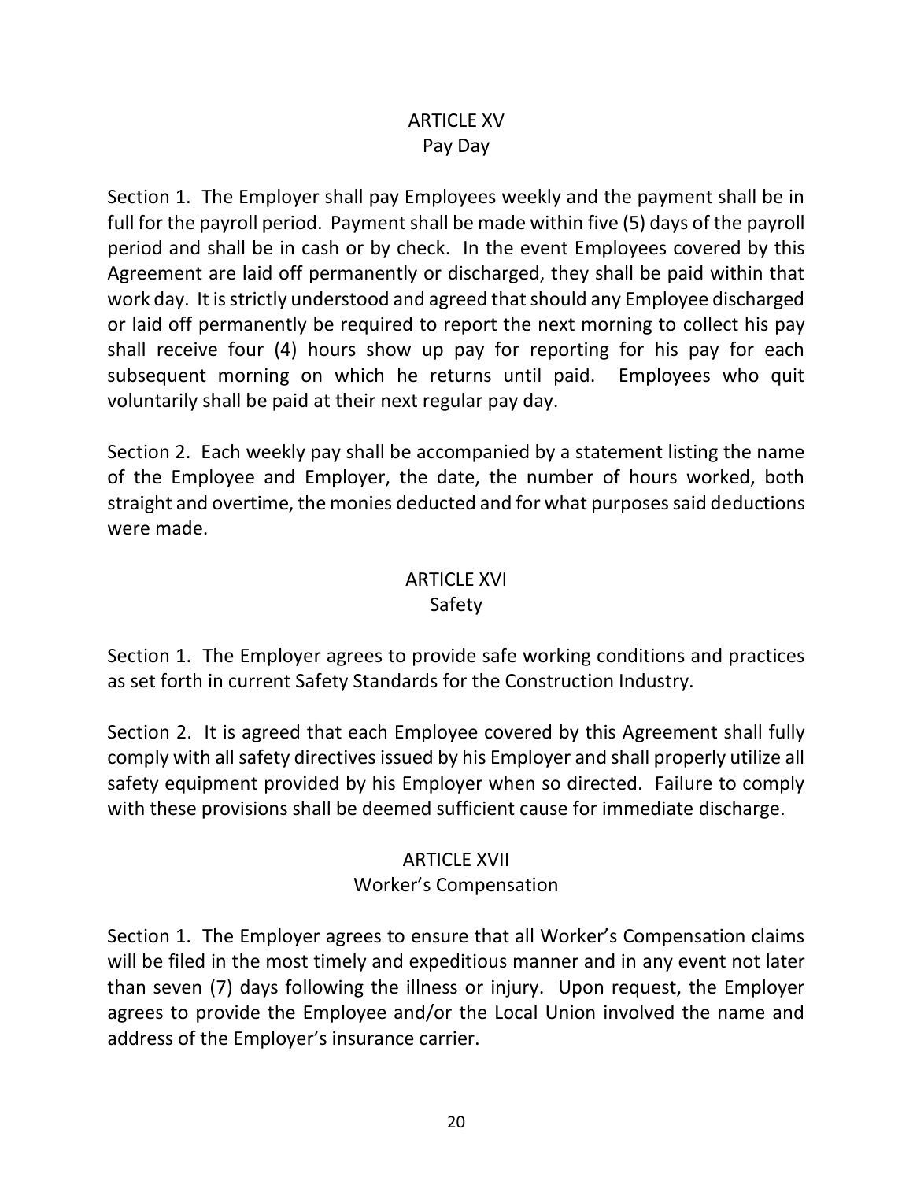## ARTICLE XV
### Pay Day

Section 1. The Employer shall pay Employees weekly and the payment shall be in full for the payroll period. Payment shall be made within five (5) days of the payroll period and shall be in cash or by check. In the event Employees covered by this Agreement are laid off permanently or discharged, they shall be paid within that work day. It is strictly understood and agreed that should any Employee discharged or laid off permanently be required to report the next morning to collect his pay shall receive four (4) hours show up pay for reporting for his pay for each subsequent morning on which he returns until paid. Employees who quit voluntarily shall be paid at their next regular pay day.

Section 2. Each weekly pay shall be accompanied by a statement listing the name of the Employee and Employer, the date, the number of hours worked, both straight and overtime, the monies deducted and for what purposes said deductions were made.

## ARTICLE XVI
### Safety

Section 1. The Employer agrees to provide safe working conditions and practices as set forth in current Safety Standards for the Construction Industry.

Section 2. It is agreed that each Employee covered by this Agreement shall fully comply with all safety directives issued by his Employer and shall properly utilize all safety equipment provided by his Employer when so directed. Failure to comply with these provisions shall be deemed sufficient cause for immediate discharge.

## ARTICLE XVII
### Worker's Compensation

Section 1. The Employer agrees to ensure that all Worker's Compensation claims will be filed in the most timely and expeditious manner and in any event not later than seven (7) days following the illness or injury. Upon request, the Employer agrees to provide the Employee and/or the Local Union involved the name and address of the Employer's insurance carrier.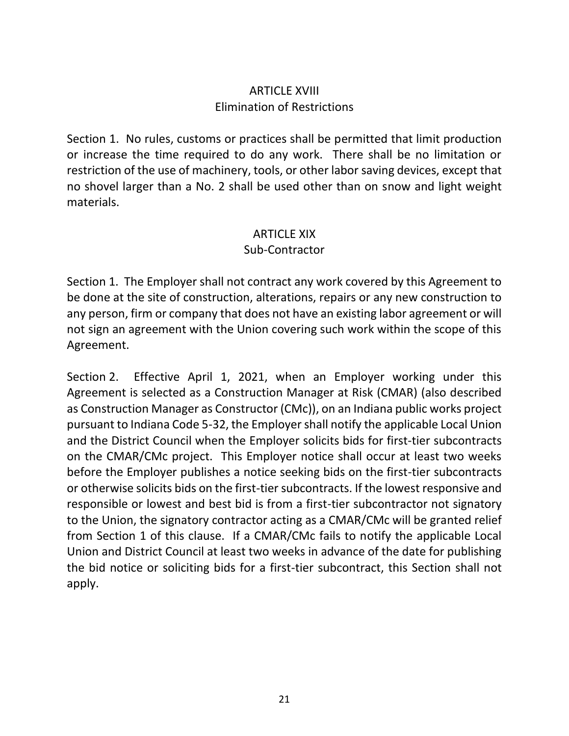## ARTICLE XVIII
### Elimination of Restrictions

Section 1. No rules, customs or practices shall be permitted that limit production or increase the time required to do any work. There shall be no limitation or restriction of the use of machinery, tools, or other labor saving devices, except that no shovel larger than a No. 2 shall be used other than on snow and light weight materials.

## ARTICLE XIX
### Sub-Contractor

Section 1. The Employer shall not contract any work covered by this Agreement to be done at the site of construction, alterations, repairs or any new construction to any person, firm or company that does not have an existing labor agreement or will not sign an agreement with the Union covering such work within the scope of this Agreement.

Section 2. Effective April 1, 2021, when an Employer working under this Agreement is selected as a Construction Manager at Risk (CMAR) (also described as Construction Manager as Constructor (CMc)), on an Indiana public works project pursuant to Indiana Code 5-32, the Employer shall notify the applicable Local Union and the District Council when the Employer solicits bids for first-tier subcontracts on the CMAR/CMc project. This Employer notice shall occur at least two weeks before the Employer publishes a notice seeking bids on the first-tier subcontracts or otherwise solicits bids on the first-tier subcontracts. If the lowest responsive and responsible or lowest and best bid is from a first-tier subcontractor not signatory to the Union, the signatory contractor acting as a CMAR/CMc will be granted relief from Section 1 of this clause. If a CMAR/CMc fails to notify the applicable Local Union and District Council at least two weeks in advance of the date for publishing the bid notice or soliciting bids for a first-tier subcontract, this Section shall not apply.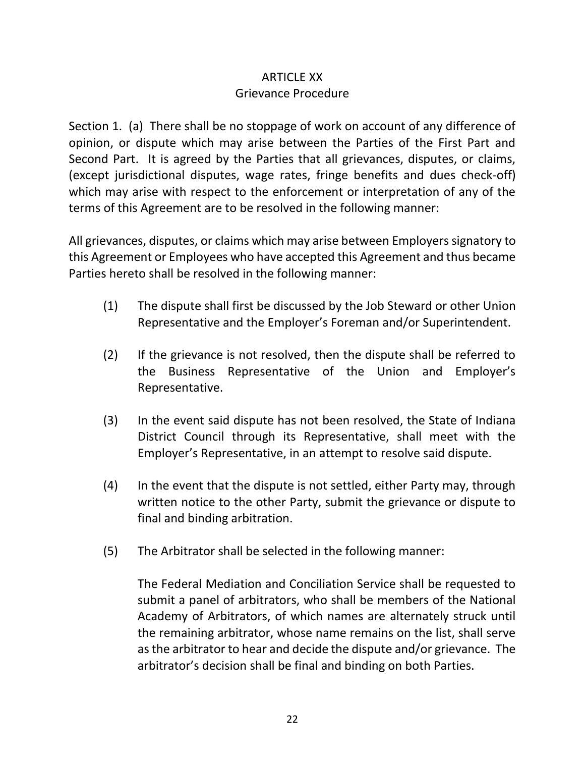# ARTICLE XX
## Grievance Procedure

Section 1. (a) There shall be no stoppage of work on account of any difference of opinion, or dispute which may arise between the Parties of the First Part and Second Part. It is agreed by the Parties that all grievances, disputes, or claims, (except jurisdictional disputes, wage rates, fringe benefits and dues check-off) which may arise with respect to the enforcement or interpretation of any of the terms of this Agreement are to be resolved in the following manner:

All grievances, disputes, or claims which may arise between Employers signatory to this Agreement or Employees who have accepted this Agreement and thus became Parties hereto shall be resolved in the following manner:

(1) The dispute shall first be discussed by the Job Steward or other Union Representative and the Employer's Foreman and/or Superintendent.

(2) If the grievance is not resolved, then the dispute shall be referred to the Business Representative of the Union and Employer's Representative.

(3) In the event said dispute has not been resolved, the State of Indiana District Council through its Representative, shall meet with the Employer's Representative, in an attempt to resolve said dispute.

(4) In the event that the dispute is not settled, either Party may, through written notice to the other Party, submit the grievance or dispute to final and binding arbitration.

(5) The Arbitrator shall be selected in the following manner:

The Federal Mediation and Conciliation Service shall be requested to submit a panel of arbitrators, who shall be members of the National Academy of Arbitrators, of which names are alternately struck until the remaining arbitrator, whose name remains on the list, shall serve as the arbitrator to hear and decide the dispute and/or grievance. The arbitrator's decision shall be final and binding on both Parties.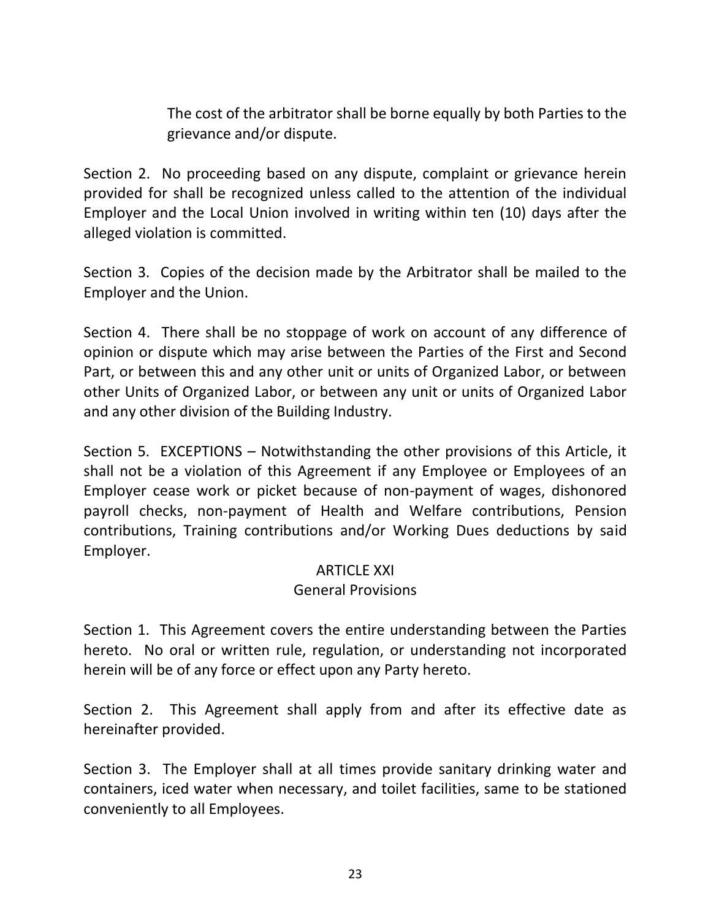The cost of the arbitrator shall be borne equally by both Parties to the grievance and/or dispute.

Section 2. No proceeding based on any dispute, complaint or grievance herein provided for shall be recognized unless called to the attention of the individual Employer and the Local Union involved in writing within ten (10) days after the alleged violation is committed.

Section 3. Copies of the decision made by the Arbitrator shall be mailed to the Employer and the Union.

Section 4. There shall be no stoppage of work on account of any difference of opinion or dispute which may arise between the Parties of the First and Second Part, or between this and any other unit or units of Organized Labor, or between other Units of Organized Labor, or between any unit or units of Organized Labor and any other division of the Building Industry.

Section 5. EXCEPTIONS – Notwithstanding the other provisions of this Article, it shall not be a violation of this Agreement if any Employee or Employees of an Employer cease work or picket because of non-payment of wages, dishonored payroll checks, non-payment of Health and Welfare contributions, Pension contributions, Training contributions and/or Working Dues deductions by said Employer.

## ARTICLE XXI
## General Provisions

Section 1. This Agreement covers the entire understanding between the Parties hereto. No oral or written rule, regulation, or understanding not incorporated herein will be of any force or effect upon any Party hereto.

Section 2. This Agreement shall apply from and after its effective date as hereinafter provided.

Section 3. The Employer shall at all times provide sanitary drinking water and containers, iced water when necessary, and toilet facilities, same to be stationed conveniently to all Employees.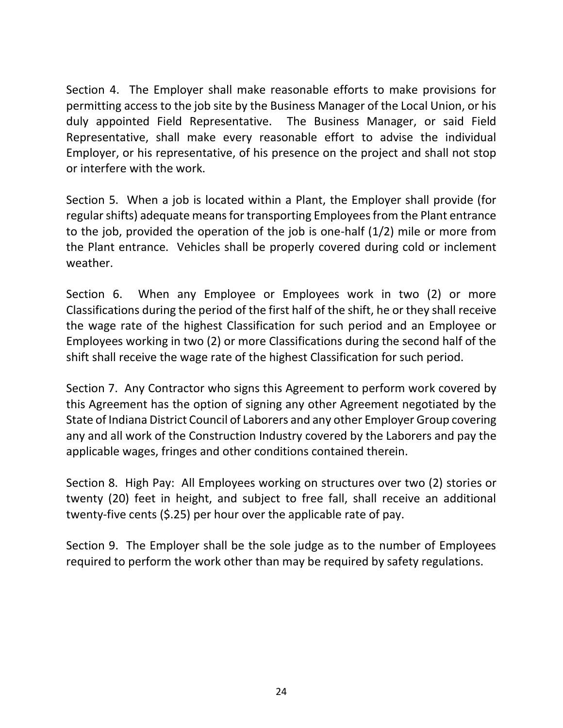Section 4. The Employer shall make reasonable efforts to make provisions for permitting access to the job site by the Business Manager of the Local Union, or his duly appointed Field Representative. The Business Manager, or said Field Representative, shall make every reasonable effort to advise the individual Employer, or his representative, of his presence on the project and shall not stop or interfere with the work.

Section 5. When a job is located within a Plant, the Employer shall provide (for regular shifts) adequate means for transporting Employees from the Plant entrance to the job, provided the operation of the job is one-half (1/2) mile or more from the Plant entrance. Vehicles shall be properly covered during cold or inclement weather.

Section 6. When any Employee or Employees work in two (2) or more Classifications during the period of the first half of the shift, he or they shall receive the wage rate of the highest Classification for such period and an Employee or Employees working in two (2) or more Classifications during the second half of the shift shall receive the wage rate of the highest Classification for such period.

Section 7. Any Contractor who signs this Agreement to perform work covered by this Agreement has the option of signing any other Agreement negotiated by the State of Indiana District Council of Laborers and any other Employer Group covering any and all work of the Construction Industry covered by the Laborers and pay the applicable wages, fringes and other conditions contained therein.

Section 8. High Pay: All Employees working on structures over two (2) stories or twenty (20) feet in height, and subject to free fall, shall receive an additional twenty-five cents ($.25) per hour over the applicable rate of pay.

Section 9. The Employer shall be the sole judge as to the number of Employees required to perform the work other than may be required by safety regulations.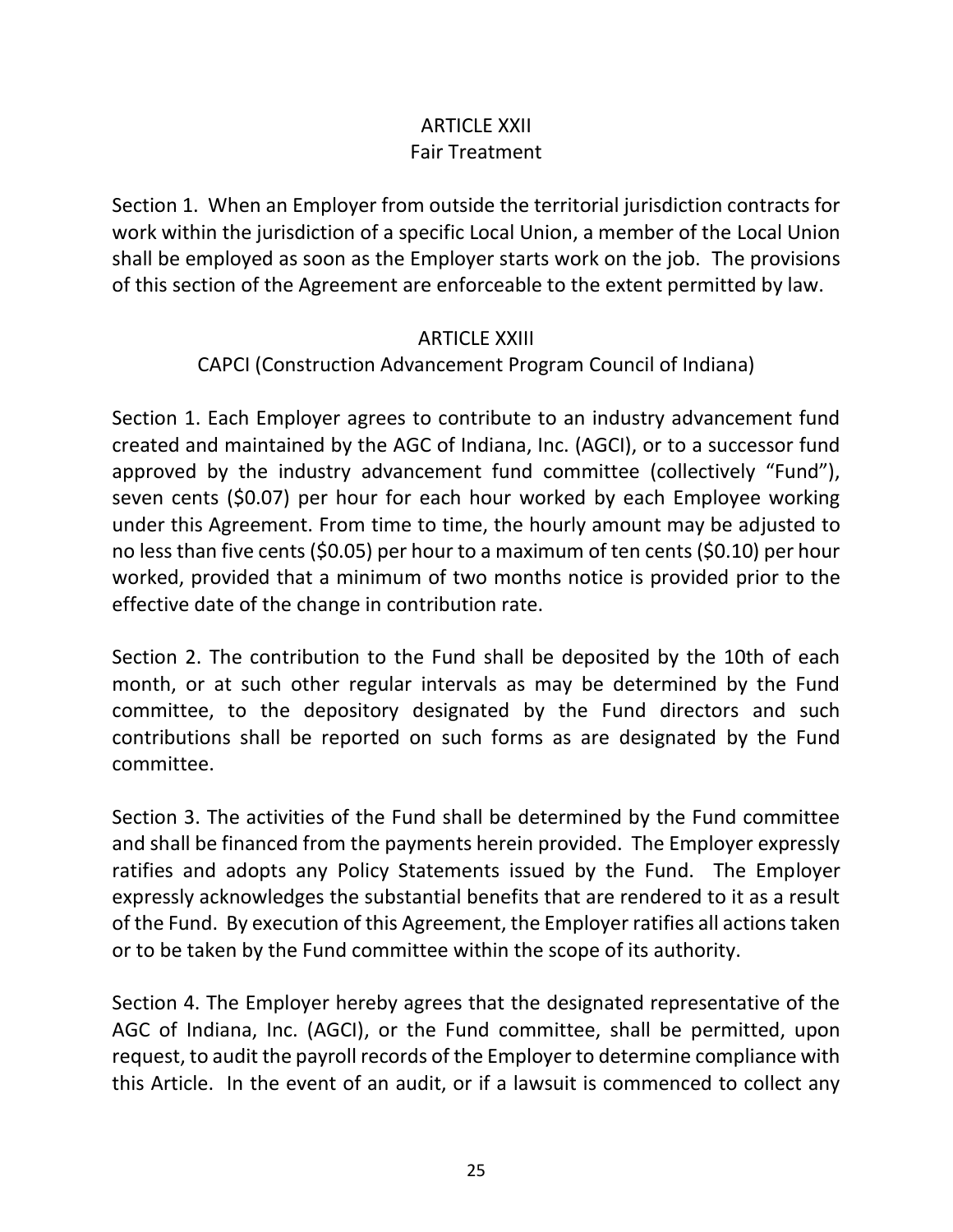## ARTICLE XXII
### Fair Treatment

Section 1. When an Employer from outside the territorial jurisdiction contracts for work within the jurisdiction of a specific Local Union, a member of the Local Union shall be employed as soon as the Employer starts work on the job. The provisions of this section of the Agreement are enforceable to the extent permitted by law.

## ARTICLE XXIII
### CAPCI (Construction Advancement Program Council of Indiana)

Section 1. Each Employer agrees to contribute to an industry advancement fund created and maintained by the AGC of Indiana, Inc. (AGCI), or to a successor fund approved by the industry advancement fund committee (collectively "Fund"), seven cents ($0.07) per hour for each hour worked by each Employee working under this Agreement. From time to time, the hourly amount may be adjusted to no less than five cents ($0.05) per hour to a maximum of ten cents ($0.10) per hour worked, provided that a minimum of two months notice is provided prior to the effective date of the change in contribution rate.

Section 2. The contribution to the Fund shall be deposited by the 10th of each month, or at such other regular intervals as may be determined by the Fund committee, to the depository designated by the Fund directors and such contributions shall be reported on such forms as are designated by the Fund committee.

Section 3. The activities of the Fund shall be determined by the Fund committee and shall be financed from the payments herein provided. The Employer expressly ratifies and adopts any Policy Statements issued by the Fund. The Employer expressly acknowledges the substantial benefits that are rendered to it as a result of the Fund. By execution of this Agreement, the Employer ratifies all actions taken or to be taken by the Fund committee within the scope of its authority.

Section 4. The Employer hereby agrees that the designated representative of the AGC of Indiana, Inc. (AGCI), or the Fund committee, shall be permitted, upon request, to audit the payroll records of the Employer to determine compliance with this Article. In the event of an audit, or if a lawsuit is commenced to collect any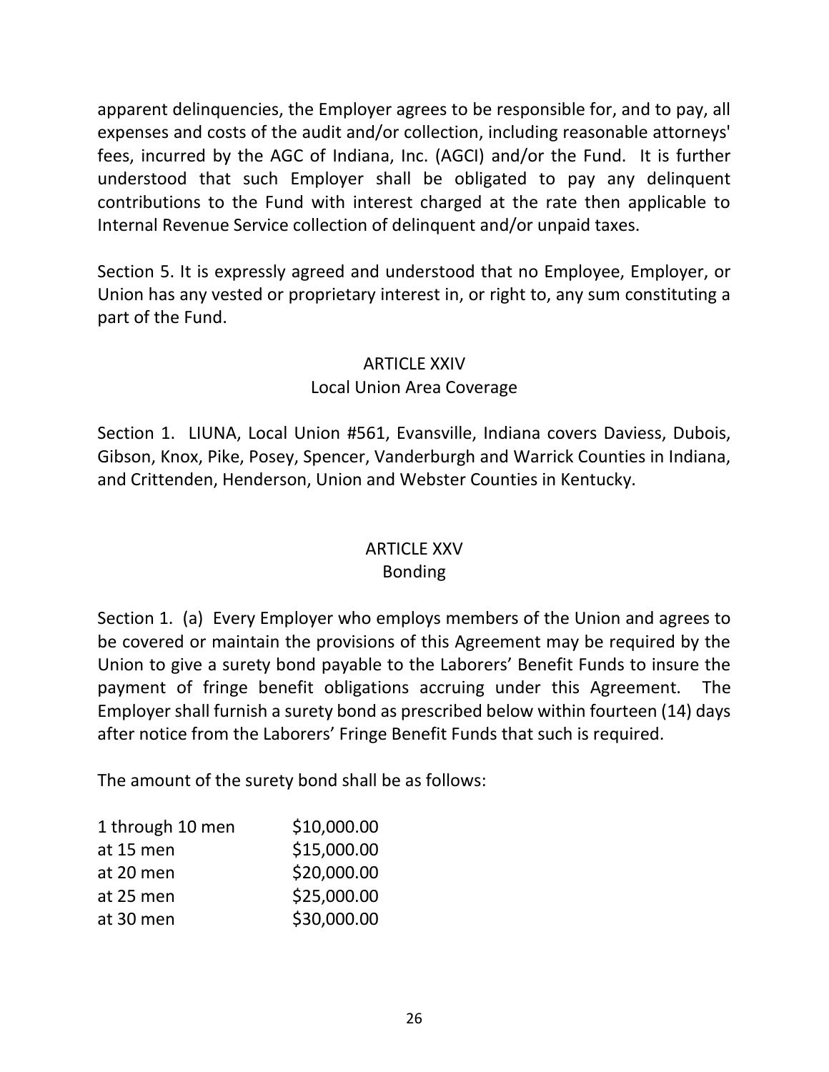apparent delinquencies, the Employer agrees to be responsible for, and to pay, all expenses and costs of the audit and/or collection, including reasonable attorneys' fees, incurred by the AGC of Indiana, Inc. (AGCI) and/or the Fund. It is further understood that such Employer shall be obligated to pay any delinquent contributions to the Fund with interest charged at the rate then applicable to Internal Revenue Service collection of delinquent and/or unpaid taxes.

Section 5. It is expressly agreed and understood that no Employee, Employer, or Union has any vested or proprietary interest in, or right to, any sum constituting a part of the Fund.

## ARTICLE XXIV
### Local Union Area Coverage

Section 1. LIUNA, Local Union #561, Evansville, Indiana covers Daviess, Dubois, Gibson, Knox, Pike, Posey, Spencer, Vanderburgh and Warrick Counties in Indiana, and Crittenden, Henderson, Union and Webster Counties in Kentucky.

## ARTICLE XXV
### Bonding

Section 1. (a) Every Employer who employs members of the Union and agrees to be covered or maintain the provisions of this Agreement may be required by the Union to give a surety bond payable to the Laborers' Benefit Funds to insure the payment of fringe benefit obligations accruing under this Agreement. The Employer shall furnish a surety bond as prescribed below within fourteen (14) days after notice from the Laborers' Fringe Benefit Funds that such is required.

The amount of the surety bond shall be as follows:

| | |
|---|---|
| 1 through 10 men | $10,000.00 |
| at 15 men | $15,000.00 |
| at 20 men | $20,000.00 |
| at 25 men | $25,000.00 |
| at 30 men | $30,000.00 |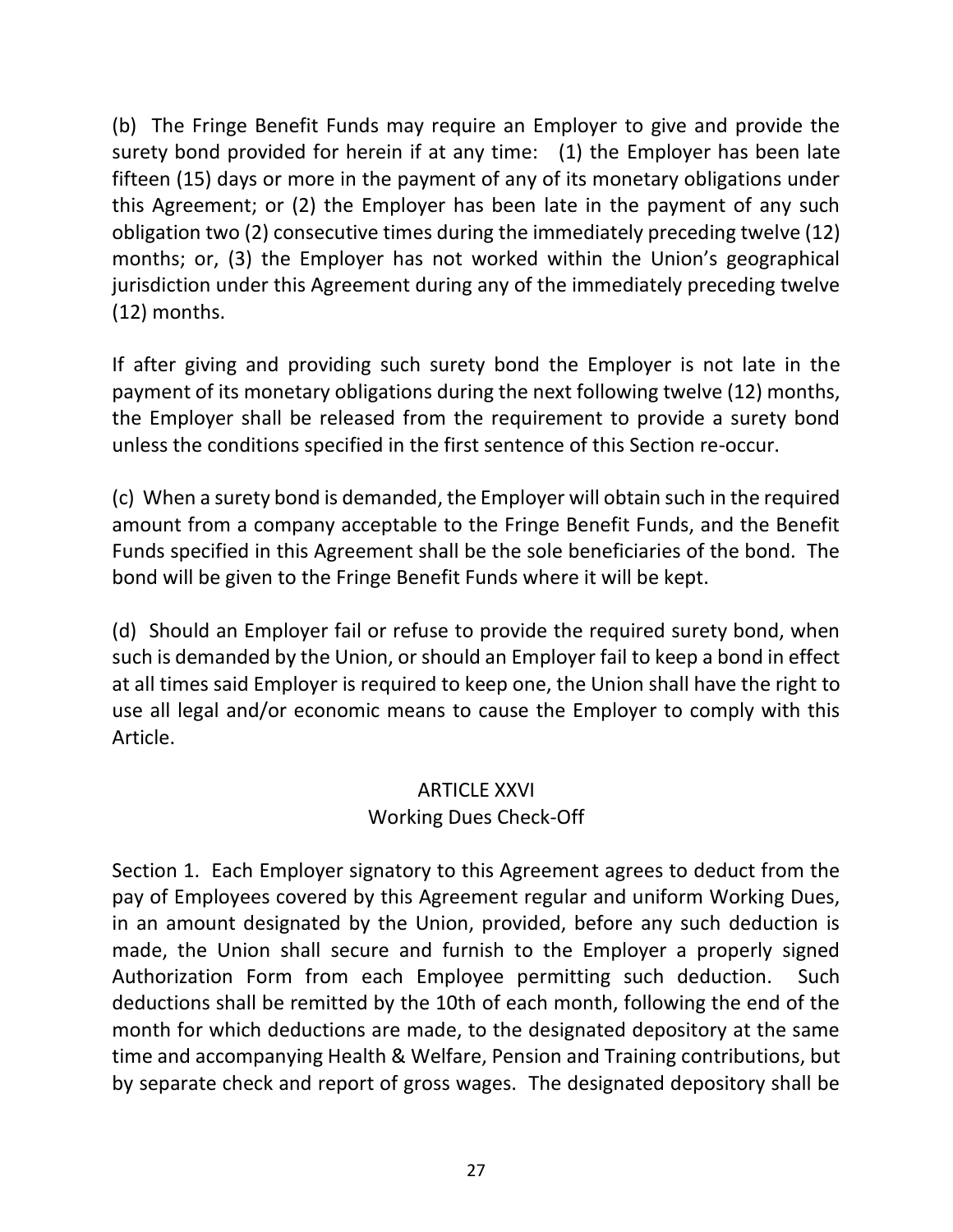(b) The Fringe Benefit Funds may require an Employer to give and provide the surety bond provided for herein if at any time: (1) the Employer has been late fifteen (15) days or more in the payment of any of its monetary obligations under this Agreement; or (2) the Employer has been late in the payment of any such obligation two (2) consecutive times during the immediately preceding twelve (12) months; or, (3) the Employer has not worked within the Union's geographical jurisdiction under this Agreement during any of the immediately preceding twelve (12) months.

If after giving and providing such surety bond the Employer is not late in the payment of its monetary obligations during the next following twelve (12) months, the Employer shall be released from the requirement to provide a surety bond unless the conditions specified in the first sentence of this Section re-occur.

(c) When a surety bond is demanded, the Employer will obtain such in the required amount from a company acceptable to the Fringe Benefit Funds, and the Benefit Funds specified in this Agreement shall be the sole beneficiaries of the bond. The bond will be given to the Fringe Benefit Funds where it will be kept.

(d) Should an Employer fail or refuse to provide the required surety bond, when such is demanded by the Union, or should an Employer fail to keep a bond in effect at all times said Employer is required to keep one, the Union shall have the right to use all legal and/or economic means to cause the Employer to comply with this Article.

## ARTICLE XXVI
## Working Dues Check-Off

Section 1. Each Employer signatory to this Agreement agrees to deduct from the pay of Employees covered by this Agreement regular and uniform Working Dues, in an amount designated by the Union, provided, before any such deduction is made, the Union shall secure and furnish to the Employer a properly signed Authorization Form from each Employee permitting such deduction. Such deductions shall be remitted by the 10th of each month, following the end of the month for which deductions are made, to the designated depository at the same time and accompanying Health & Welfare, Pension and Training contributions, but by separate check and report of gross wages. The designated depository shall be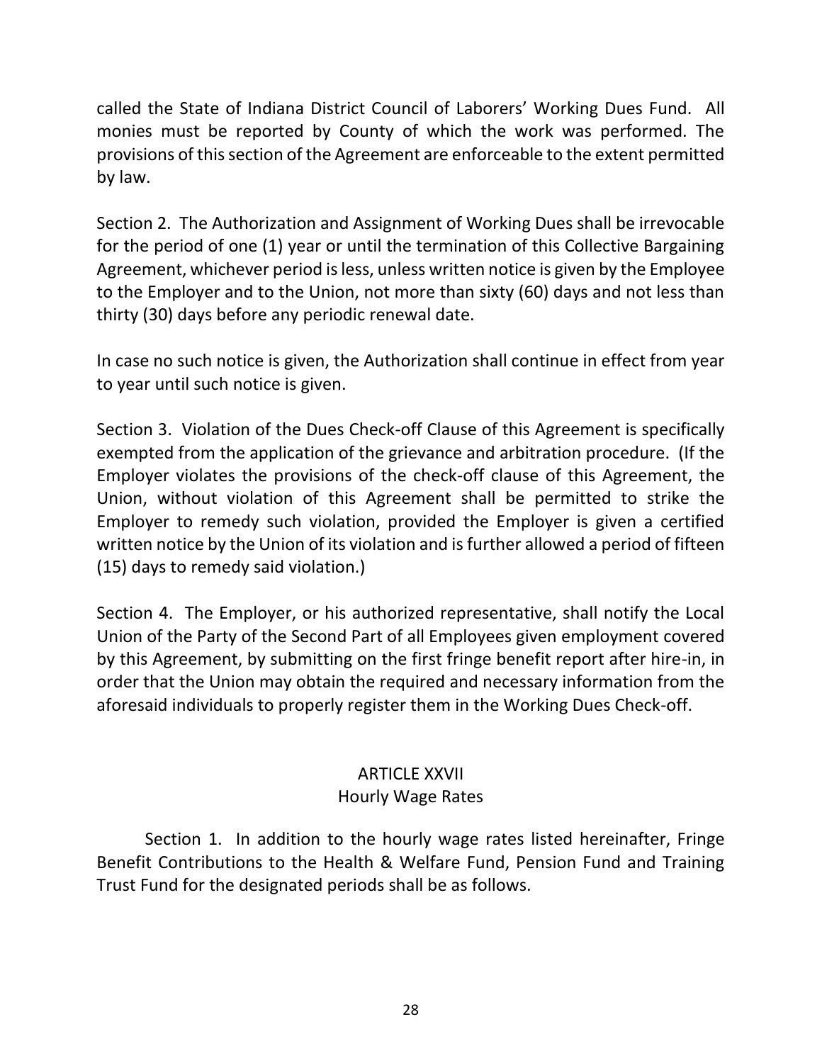called the State of Indiana District Council of Laborers' Working Dues Fund. All monies must be reported by County of which the work was performed. The provisions of this section of the Agreement are enforceable to the extent permitted by law.

Section 2. The Authorization and Assignment of Working Dues shall be irrevocable for the period of one (1) year or until the termination of this Collective Bargaining Agreement, whichever period is less, unless written notice is given by the Employee to the Employer and to the Union, not more than sixty (60) days and not less than thirty (30) days before any periodic renewal date.

In case no such notice is given, the Authorization shall continue in effect from year to year until such notice is given.

Section 3. Violation of the Dues Check-off Clause of this Agreement is specifically exempted from the application of the grievance and arbitration procedure. (If the Employer violates the provisions of the check-off clause of this Agreement, the Union, without violation of this Agreement shall be permitted to strike the Employer to remedy such violation, provided the Employer is given a certified written notice by the Union of its violation and is further allowed a period of fifteen (15) days to remedy said violation.)

Section 4. The Employer, or his authorized representative, shall notify the Local Union of the Party of the Second Part of all Employees given employment covered by this Agreement, by submitting on the first fringe benefit report after hire-in, in order that the Union may obtain the required and necessary information from the aforesaid individuals to properly register them in the Working Dues Check-off.

## ARTICLE XXVII
## Hourly Wage Rates

Section 1. In addition to the hourly wage rates listed hereinafter, Fringe Benefit Contributions to the Health & Welfare Fund, Pension Fund and Training Trust Fund for the designated periods shall be as follows.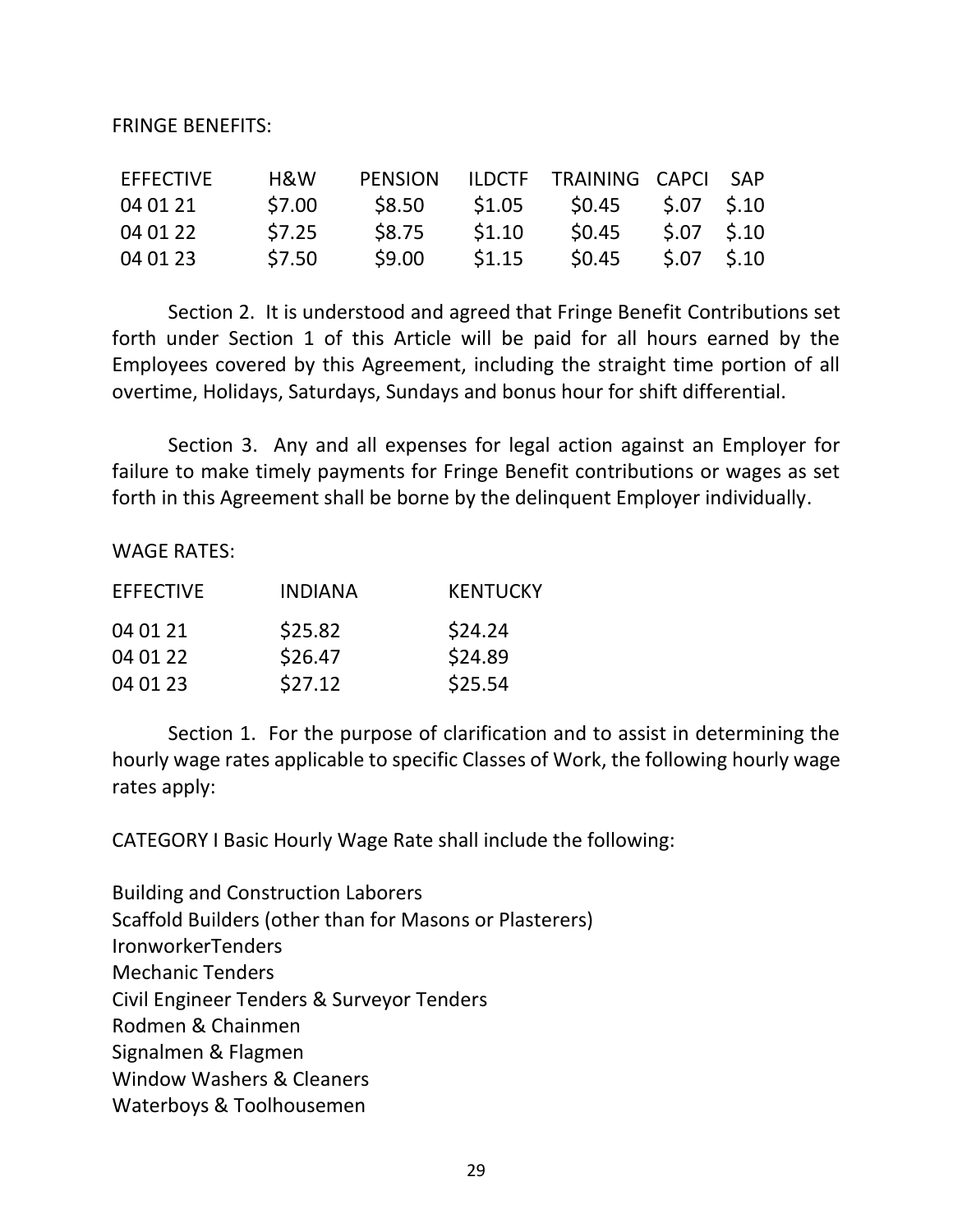FRINGE BENEFITS:

| EFFECTIVE | H&W | PENSION | ILDCTF | TRAINING | CAPCI | SAP |
|---|---|---|---|---|---|---|
| 04 01 21 | $7.00 | $8.50 | $1.05 | $0.45 | $.07 | $.10 |
| 04 01 22 | $7.25 | $8.75 | $1.10 | $0.45 | $.07 | $.10 |
| 04 01 23 | $7.50 | $9.00 | $1.15 | $0.45 | $.07 | $.10 |

Section 2. It is understood and agreed that Fringe Benefit Contributions set forth under Section 1 of this Article will be paid for all hours earned by the Employees covered by this Agreement, including the straight time portion of all overtime, Holidays, Saturdays, Sundays and bonus hour for shift differential.

Section 3. Any and all expenses for legal action against an Employer for failure to make timely payments for Fringe Benefit contributions or wages as set forth in this Agreement shall be borne by the delinquent Employer individually.

WAGE RATES:

| EFFECTIVE | INDIANA | KENTUCKY |
|---|---|---|
| 04 01 21 | $25.82 | $24.24 |
| 04 01 22 | $26.47 | $24.89 |
| 04 01 23 | $27.12 | $25.54 |

Section 1. For the purpose of clarification and to assist in determining the hourly wage rates applicable to specific Classes of Work, the following hourly wage rates apply:

CATEGORY I Basic Hourly Wage Rate shall include the following:

Building and Construction Laborers
Scaffold Builders (other than for Masons or Plasterers)
IronworkerTenders
Mechanic Tenders
Civil Engineer Tenders & Surveyor Tenders
Rodmen & Chainmen
Signalmen & Flagmen
Window Washers & Cleaners
Waterboys & Toolhousemen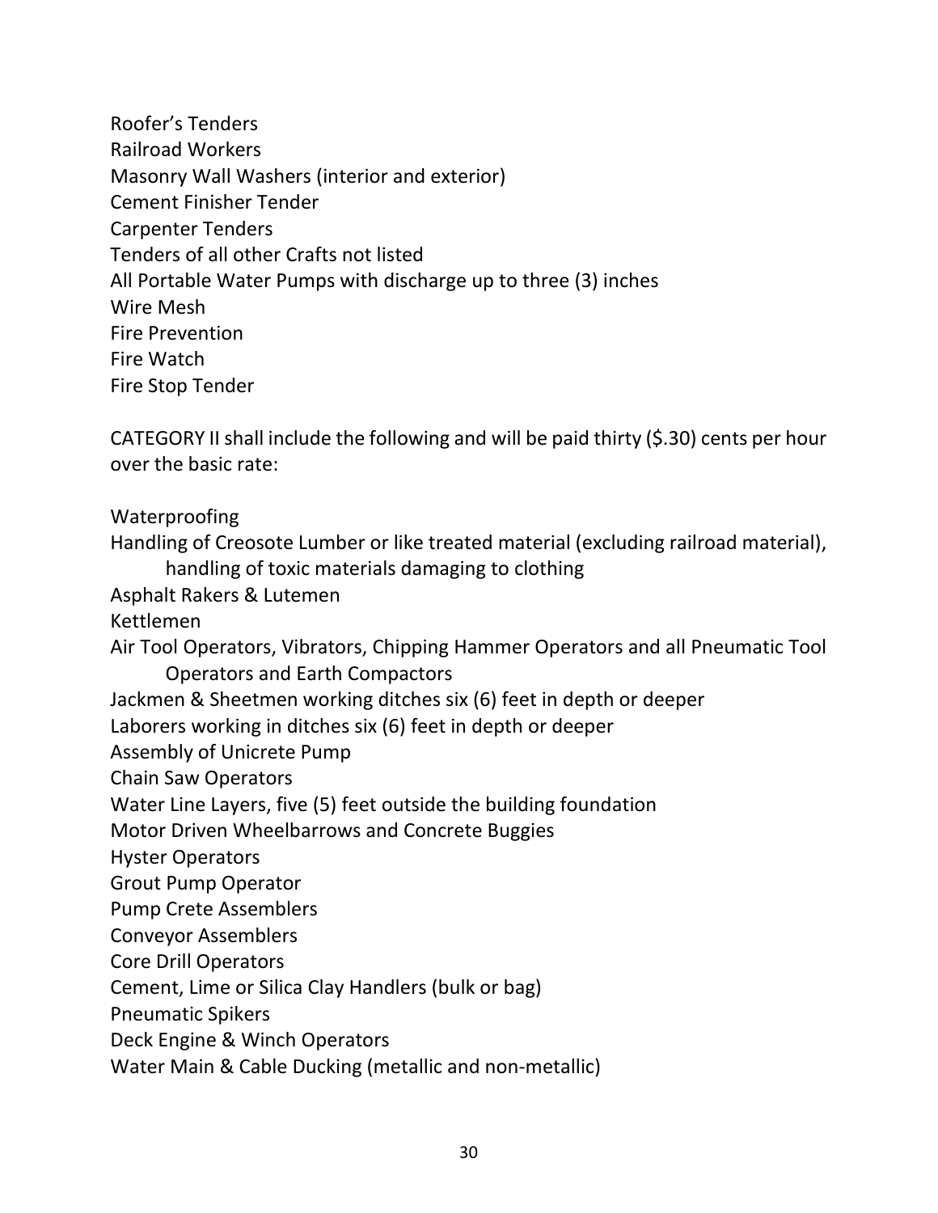Roofer's Tenders
Railroad Workers
Masonry Wall Washers (interior and exterior)
Cement Finisher Tender
Carpenter Tenders
Tenders of all other Crafts not listed
All Portable Water Pumps with discharge up to three (3) inches
Wire Mesh
Fire Prevention
Fire Watch
Fire Stop Tender

CATEGORY II shall include the following and will be paid thirty ($.30) cents per hour over the basic rate:

Waterproofing
Handling of Creosote Lumber or like treated material (excluding railroad material), handling of toxic materials damaging to clothing
Asphalt Rakers & Lutemen
Kettlemen
Air Tool Operators, Vibrators, Chipping Hammer Operators and all Pneumatic Tool Operators and Earth Compactors
Jackmen & Sheetmen working ditches six (6) feet in depth or deeper
Laborers working in ditches six (6) feet in depth or deeper
Assembly of Unicrete Pump
Chain Saw Operators
Water Line Layers, five (5) feet outside the building foundation
Motor Driven Wheelbarrows and Concrete Buggies
Hyster Operators
Grout Pump Operator
Pump Crete Assemblers
Conveyor Assemblers
Core Drill Operators
Cement, Lime or Silica Clay Handlers (bulk or bag)
Pneumatic Spikers
Deck Engine & Winch Operators
Water Main & Cable Ducking (metallic and non-metallic)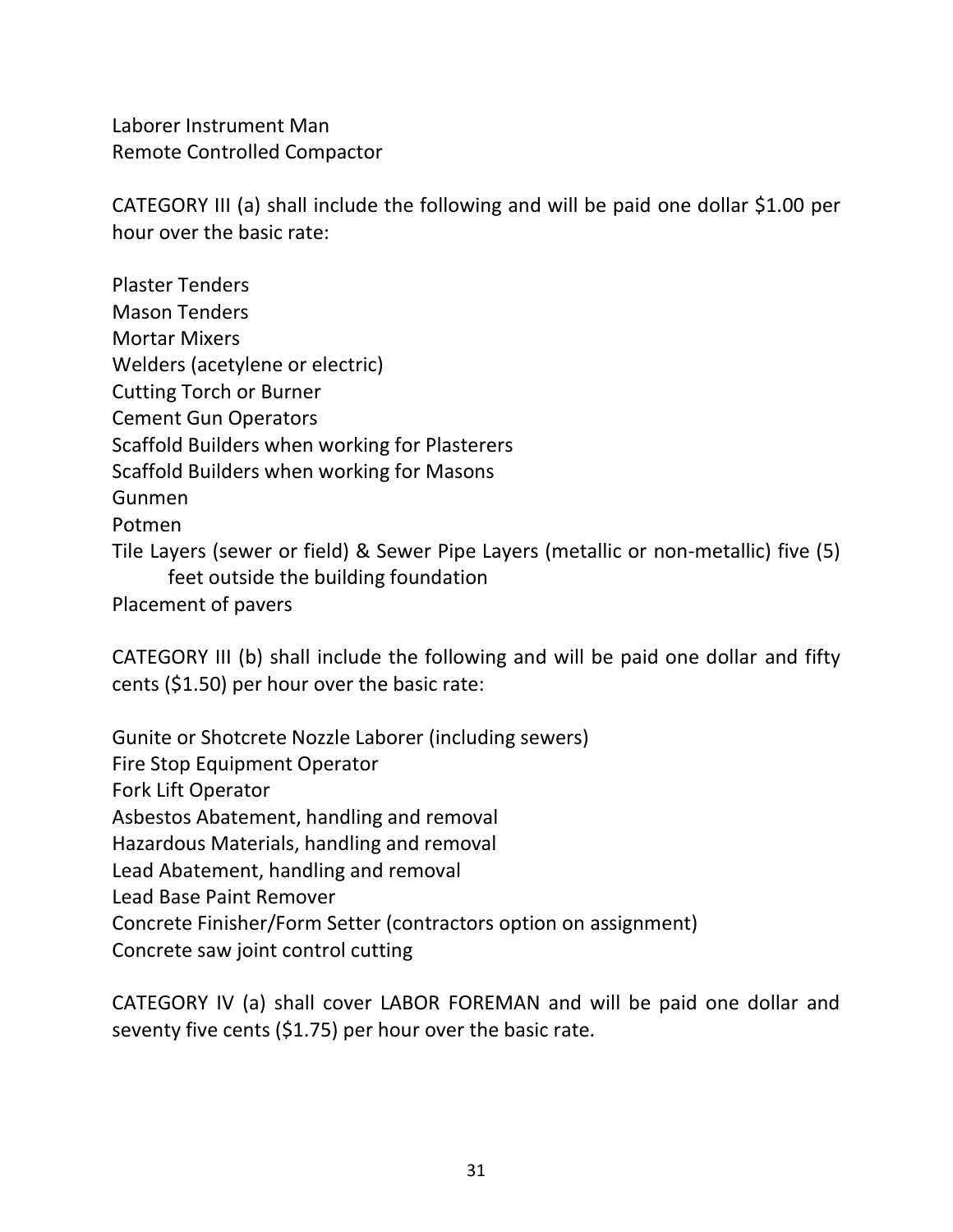Laborer Instrument Man
Remote Controlled Compactor

CATEGORY III (a) shall include the following and will be paid one dollar $1.00 per hour over the basic rate:

Plaster Tenders
Mason Tenders
Mortar Mixers
Welders (acetylene or electric)
Cutting Torch or Burner
Cement Gun Operators
Scaffold Builders when working for Plasterers
Scaffold Builders when working for Masons
Gunmen
Potmen
Tile Layers (sewer or field) & Sewer Pipe Layers (metallic or non-metallic) five (5) feet outside the building foundation
Placement of pavers

CATEGORY III (b) shall include the following and will be paid one dollar and fifty cents ($1.50) per hour over the basic rate:

Gunite or Shotcrete Nozzle Laborer (including sewers)
Fire Stop Equipment Operator
Fork Lift Operator
Asbestos Abatement, handling and removal
Hazardous Materials, handling and removal
Lead Abatement, handling and removal
Lead Base Paint Remover
Concrete Finisher/Form Setter (contractors option on assignment)
Concrete saw joint control cutting

CATEGORY IV (a) shall cover LABOR FOREMAN and will be paid one dollar and seventy five cents ($1.75) per hour over the basic rate.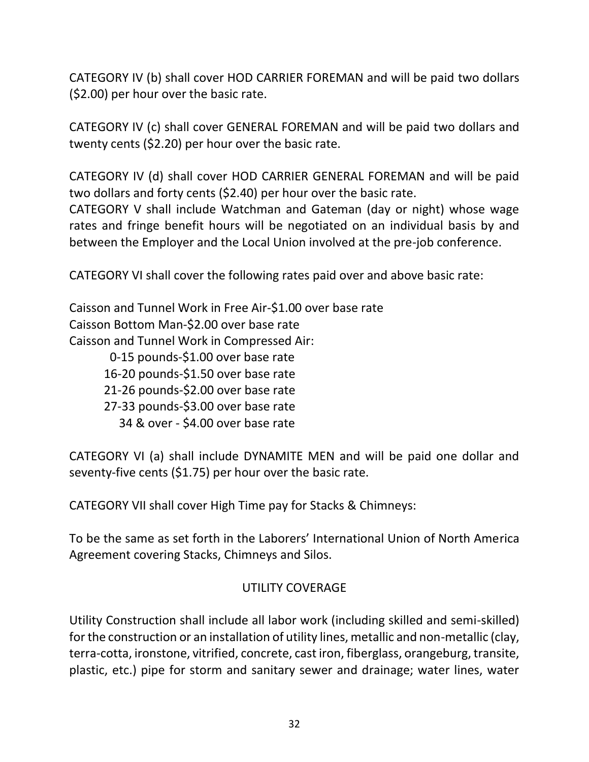CATEGORY IV (b) shall cover HOD CARRIER FOREMAN and will be paid two dollars ($2.00) per hour over the basic rate.

CATEGORY IV (c) shall cover GENERAL FOREMAN and will be paid two dollars and twenty cents ($2.20) per hour over the basic rate.

CATEGORY IV (d) shall cover HOD CARRIER GENERAL FOREMAN and will be paid two dollars and forty cents ($2.40) per hour over the basic rate.
CATEGORY V shall include Watchman and Gateman (day or night) whose wage rates and fringe benefit hours will be negotiated on an individual basis by and between the Employer and the Local Union involved at the pre-job conference.

CATEGORY VI shall cover the following rates paid over and above basic rate:

Caisson and Tunnel Work in Free Air-$1.00 over base rate
Caisson Bottom Man-$2.00 over base rate
Caisson and Tunnel Work in Compressed Air:
- 0-15 pounds-$1.00 over base rate
- 16-20 pounds-$1.50 over base rate
- 21-26 pounds-$2.00 over base rate
- 27-33 pounds-$3.00 over base rate
- 34 & over - $4.00 over base rate

CATEGORY VI (a) shall include DYNAMITE MEN and will be paid one dollar and seventy-five cents ($1.75) per hour over the basic rate.

CATEGORY VII shall cover High Time pay for Stacks & Chimneys:

To be the same as set forth in the Laborers' International Union of North America Agreement covering Stacks, Chimneys and Silos.

## UTILITY COVERAGE

Utility Construction shall include all labor work (including skilled and semi-skilled) for the construction or an installation of utility lines, metallic and non-metallic (clay, terra-cotta, ironstone, vitrified, concrete, cast iron, fiberglass, orangeburg, transite, plastic, etc.) pipe for storm and sanitary sewer and drainage; water lines, water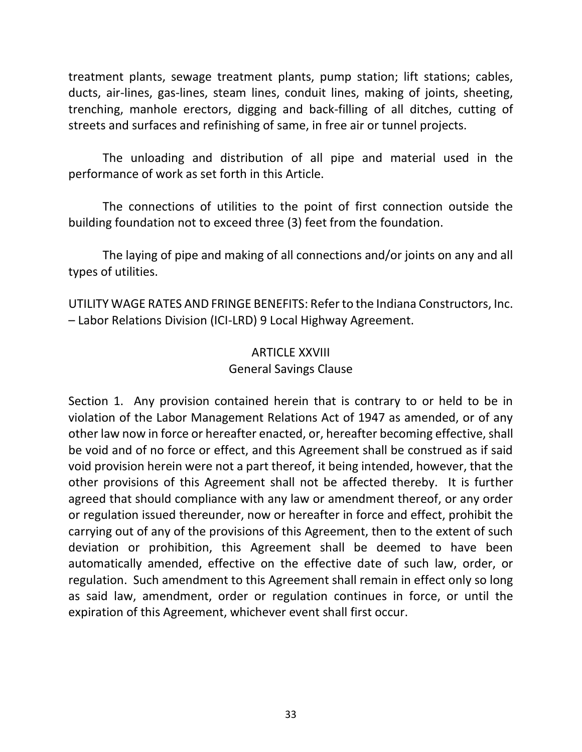treatment plants, sewage treatment plants, pump station; lift stations; cables, ducts, air-lines, gas-lines, steam lines, conduit lines, making of joints, sheeting, trenching, manhole erectors, digging and back-filling of all ditches, cutting of streets and surfaces and refinishing of same, in free air or tunnel projects.

The unloading and distribution of all pipe and material used in the performance of work as set forth in this Article.

The connections of utilities to the point of first connection outside the building foundation not to exceed three (3) feet from the foundation.

The laying of pipe and making of all connections and/or joints on any and all types of utilities.

UTILITY WAGE RATES AND FRINGE BENEFITS: Refer to the Indiana Constructors, Inc. – Labor Relations Division (ICI-LRD) 9 Local Highway Agreement.

## ARTICLE XXVIII
## General Savings Clause

Section 1. Any provision contained herein that is contrary to or held to be in violation of the Labor Management Relations Act of 1947 as amended, or of any other law now in force or hereafter enacted, or, hereafter becoming effective, shall be void and of no force or effect, and this Agreement shall be construed as if said void provision herein were not a part thereof, it being intended, however, that the other provisions of this Agreement shall not be affected thereby. It is further agreed that should compliance with any law or amendment thereof, or any order or regulation issued thereunder, now or hereafter in force and effect, prohibit the carrying out of any of the provisions of this Agreement, then to the extent of such deviation or prohibition, this Agreement shall be deemed to have been automatically amended, effective on the effective date of such law, order, or regulation. Such amendment to this Agreement shall remain in effect only so long as said law, amendment, order or regulation continues in force, or until the expiration of this Agreement, whichever event shall first occur.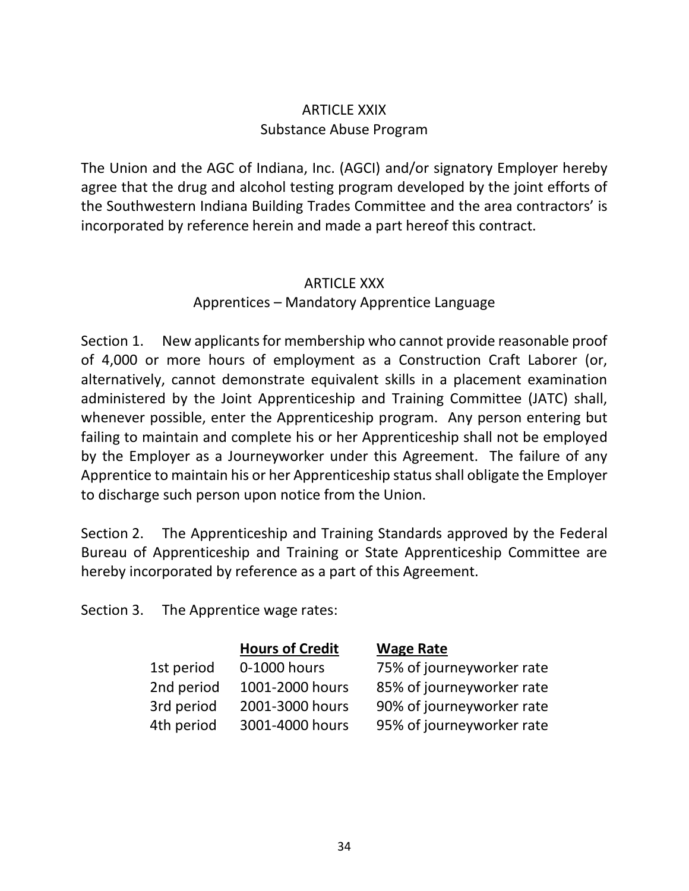## ARTICLE XXIX
### Substance Abuse Program

The Union and the AGC of Indiana, Inc. (AGCI) and/or signatory Employer hereby agree that the drug and alcohol testing program developed by the joint efforts of the Southwestern Indiana Building Trades Committee and the area contractors' is incorporated by reference herein and made a part hereof this contract.

## ARTICLE XXX
### Apprentices – Mandatory Apprentice Language

Section 1. New applicants for membership who cannot provide reasonable proof of 4,000 or more hours of employment as a Construction Craft Laborer (or, alternatively, cannot demonstrate equivalent skills in a placement examination administered by the Joint Apprenticeship and Training Committee (JATC) shall, whenever possible, enter the Apprenticeship program. Any person entering but failing to maintain and complete his or her Apprenticeship shall not be employed by the Employer as a Journeyworker under this Agreement. The failure of any Apprentice to maintain his or her Apprenticeship status shall obligate the Employer to discharge such person upon notice from the Union.

Section 2. The Apprenticeship and Training Standards approved by the Federal Bureau of Apprenticeship and Training or State Apprenticeship Committee are hereby incorporated by reference as a part of this Agreement.

Section 3. The Apprentice wage rates:

| | Hours of Credit | Wage Rate |
|---|---|---|
| 1st period | 0-1000 hours | 75% of journeyworker rate |
| 2nd period | 1001-2000 hours | 85% of journeyworker rate |
| 3rd period | 2001-3000 hours | 90% of journeyworker rate |
| 4th period | 3001-4000 hours | 95% of journeyworker rate |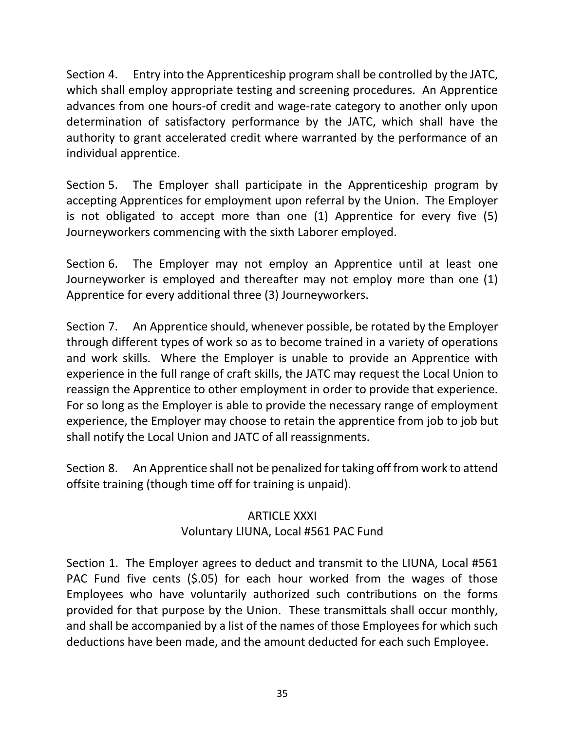Section 4. Entry into the Apprenticeship program shall be controlled by the JATC, which shall employ appropriate testing and screening procedures. An Apprentice advances from one hours-of credit and wage-rate category to another only upon determination of satisfactory performance by the JATC, which shall have the authority to grant accelerated credit where warranted by the performance of an individual apprentice.

Section 5. The Employer shall participate in the Apprenticeship program by accepting Apprentices for employment upon referral by the Union. The Employer is not obligated to accept more than one (1) Apprentice for every five (5) Journeyworkers commencing with the sixth Laborer employed.

Section 6. The Employer may not employ an Apprentice until at least one Journeyworker is employed and thereafter may not employ more than one (1) Apprentice for every additional three (3) Journeyworkers.

Section 7. An Apprentice should, whenever possible, be rotated by the Employer through different types of work so as to become trained in a variety of operations and work skills. Where the Employer is unable to provide an Apprentice with experience in the full range of craft skills, the JATC may request the Local Union to reassign the Apprentice to other employment in order to provide that experience. For so long as the Employer is able to provide the necessary range of employment experience, the Employer may choose to retain the apprentice from job to job but shall notify the Local Union and JATC of all reassignments.

Section 8. An Apprentice shall not be penalized for taking off from work to attend offsite training (though time off for training is unpaid).

## ARTICLE XXXI
## Voluntary LIUNA, Local #561 PAC Fund

Section 1. The Employer agrees to deduct and transmit to the LIUNA, Local #561 PAC Fund five cents ($.05) for each hour worked from the wages of those Employees who have voluntarily authorized such contributions on the forms provided for that purpose by the Union. These transmittals shall occur monthly, and shall be accompanied by a list of the names of those Employees for which such deductions have been made, and the amount deducted for each such Employee.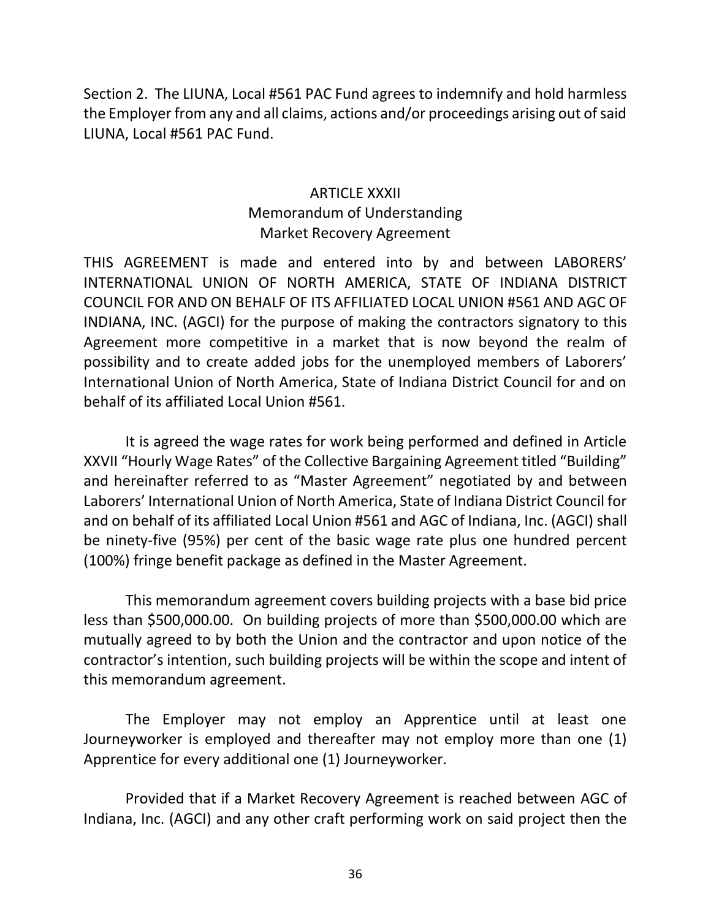Section 2. The LIUNA, Local #561 PAC Fund agrees to indemnify and hold harmless the Employer from any and all claims, actions and/or proceedings arising out of said LIUNA, Local #561 PAC Fund.

## ARTICLE XXXII
### Memorandum of Understanding
### Market Recovery Agreement

THIS AGREEMENT is made and entered into by and between LABORERS' INTERNATIONAL UNION OF NORTH AMERICA, STATE OF INDIANA DISTRICT COUNCIL FOR AND ON BEHALF OF ITS AFFILIATED LOCAL UNION #561 AND AGC OF INDIANA, INC. (AGCI) for the purpose of making the contractors signatory to this Agreement more competitive in a market that is now beyond the realm of possibility and to create added jobs for the unemployed members of Laborers' International Union of North America, State of Indiana District Council for and on behalf of its affiliated Local Union #561.

It is agreed the wage rates for work being performed and defined in Article XXVII "Hourly Wage Rates" of the Collective Bargaining Agreement titled "Building" and hereinafter referred to as "Master Agreement" negotiated by and between Laborers' International Union of North America, State of Indiana District Council for and on behalf of its affiliated Local Union #561 and AGC of Indiana, Inc. (AGCI) shall be ninety-five (95%) per cent of the basic wage rate plus one hundred percent (100%) fringe benefit package as defined in the Master Agreement.

This memorandum agreement covers building projects with a base bid price less than $500,000.00. On building projects of more than $500,000.00 which are mutually agreed to by both the Union and the contractor and upon notice of the contractor's intention, such building projects will be within the scope and intent of this memorandum agreement.

The Employer may not employ an Apprentice until at least one Journeyworker is employed and thereafter may not employ more than one (1) Apprentice for every additional one (1) Journeyworker.

Provided that if a Market Recovery Agreement is reached between AGC of Indiana, Inc. (AGCI) and any other craft performing work on said project then the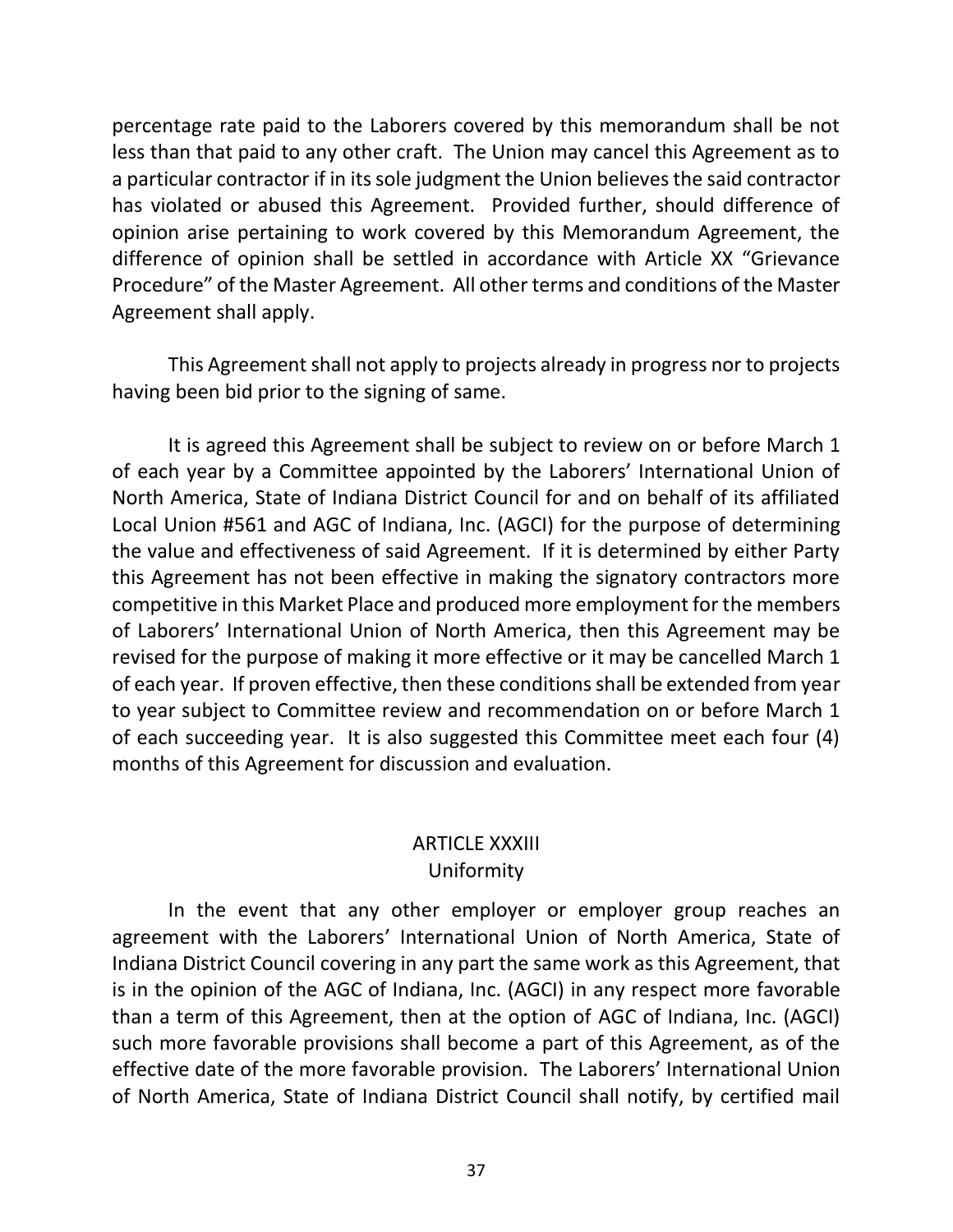percentage rate paid to the Laborers covered by this memorandum shall be not less than that paid to any other craft. The Union may cancel this Agreement as to a particular contractor if in its sole judgment the Union believes the said contractor has violated or abused this Agreement. Provided further, should difference of opinion arise pertaining to work covered by this Memorandum Agreement, the difference of opinion shall be settled in accordance with Article XX "Grievance Procedure" of the Master Agreement. All other terms and conditions of the Master Agreement shall apply.

This Agreement shall not apply to projects already in progress nor to projects having been bid prior to the signing of same.

It is agreed this Agreement shall be subject to review on or before March 1 of each year by a Committee appointed by the Laborers' International Union of North America, State of Indiana District Council for and on behalf of its affiliated Local Union #561 and AGC of Indiana, Inc. (AGCI) for the purpose of determining the value and effectiveness of said Agreement. If it is determined by either Party this Agreement has not been effective in making the signatory contractors more competitive in this Market Place and produced more employment for the members of Laborers' International Union of North America, then this Agreement may be revised for the purpose of making it more effective or it may be cancelled March 1 of each year. If proven effective, then these conditions shall be extended from year to year subject to Committee review and recommendation on or before March 1 of each succeeding year. It is also suggested this Committee meet each four (4) months of this Agreement for discussion and evaluation.

## ARTICLE XXXIII
### Uniformity

In the event that any other employer or employer group reaches an agreement with the Laborers' International Union of North America, State of Indiana District Council covering in any part the same work as this Agreement, that is in the opinion of the AGC of Indiana, Inc. (AGCI) in any respect more favorable than a term of this Agreement, then at the option of AGC of Indiana, Inc. (AGCI) such more favorable provisions shall become a part of this Agreement, as of the effective date of the more favorable provision. The Laborers' International Union of North America, State of Indiana District Council shall notify, by certified mail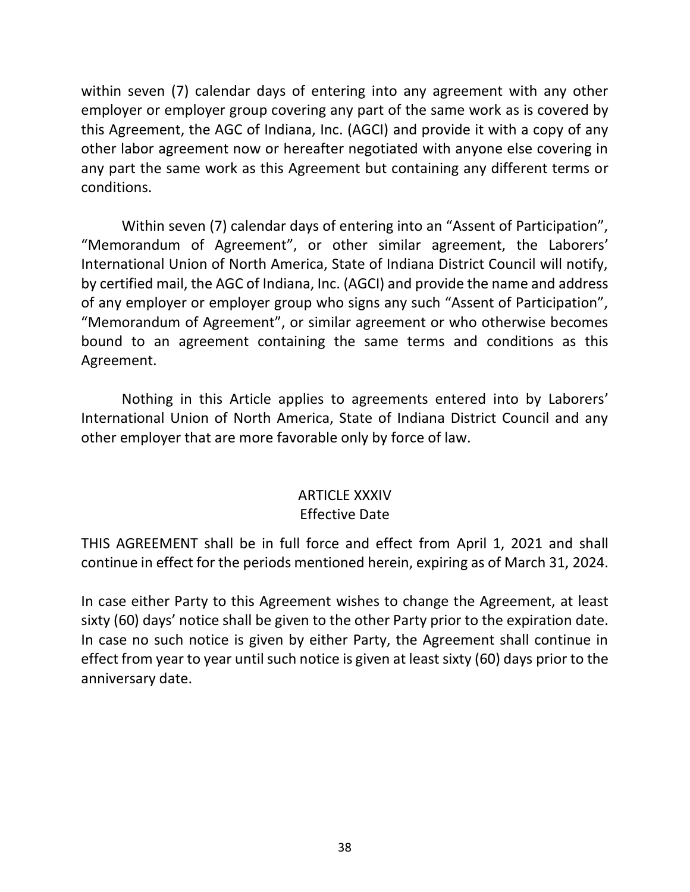within seven (7) calendar days of entering into any agreement with any other employer or employer group covering any part of the same work as is covered by this Agreement, the AGC of Indiana, Inc. (AGCI) and provide it with a copy of any other labor agreement now or hereafter negotiated with anyone else covering in any part the same work as this Agreement but containing any different terms or conditions.

Within seven (7) calendar days of entering into an “Assent of Participation”, “Memorandum of Agreement”, or other similar agreement, the Laborers’ International Union of North America, State of Indiana District Council will notify, by certified mail, the AGC of Indiana, Inc. (AGCI) and provide the name and address of any employer or employer group who signs any such “Assent of Participation”, “Memorandum of Agreement”, or similar agreement or who otherwise becomes bound to an agreement containing the same terms and conditions as this Agreement.

Nothing in this Article applies to agreements entered into by Laborers’ International Union of North America, State of Indiana District Council and any other employer that are more favorable only by force of law.

## ARTICLE XXXIV
## Effective Date

THIS AGREEMENT shall be in full force and effect from April 1, 2021 and shall continue in effect for the periods mentioned herein, expiring as of March 31, 2024.

In case either Party to this Agreement wishes to change the Agreement, at least sixty (60) days’ notice shall be given to the other Party prior to the expiration date. In case no such notice is given by either Party, the Agreement shall continue in effect from year to year until such notice is given at least sixty (60) days prior to the anniversary date.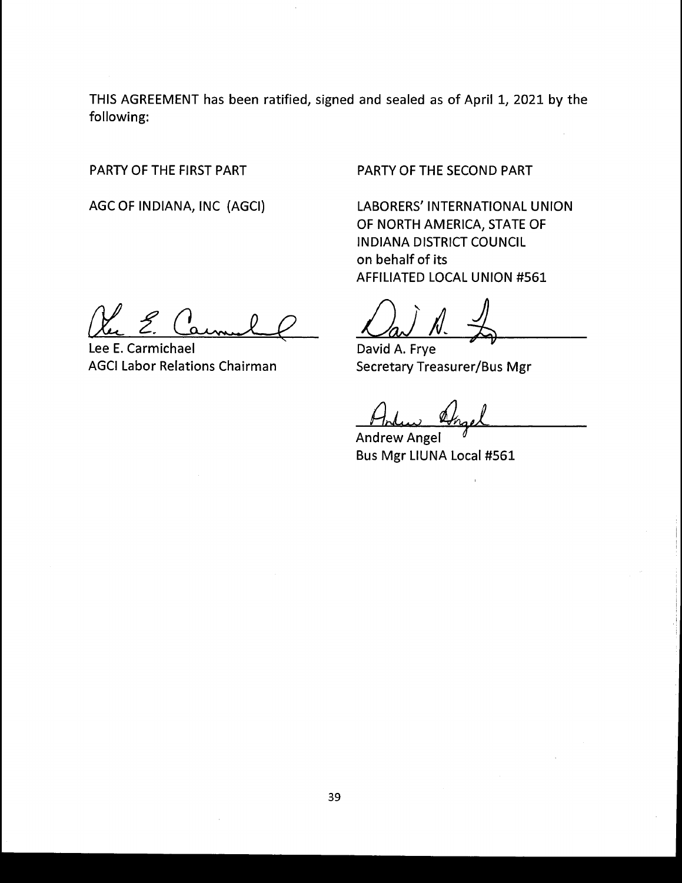THIS AGREEMENT has been ratified, signed and sealed as of April 1, 2021 by the following:

PARTY OF THE FIRST PART

AGC OF INDIANA, INC (AGCI)

Lee E. Carmichael
AGCI Labor Relations Chairman

PARTY OF THE SECOND PART

LABORERS' INTERNATIONAL UNION OF NORTH AMERICA, STATE OF INDIANA DISTRICT COUNCIL on behalf of its AFFILIATED LOCAL UNION #561

David A. Frye
Secretary Treasurer/Bus Mgr

Andrew Angel
Bus Mgr LIUNA Local #561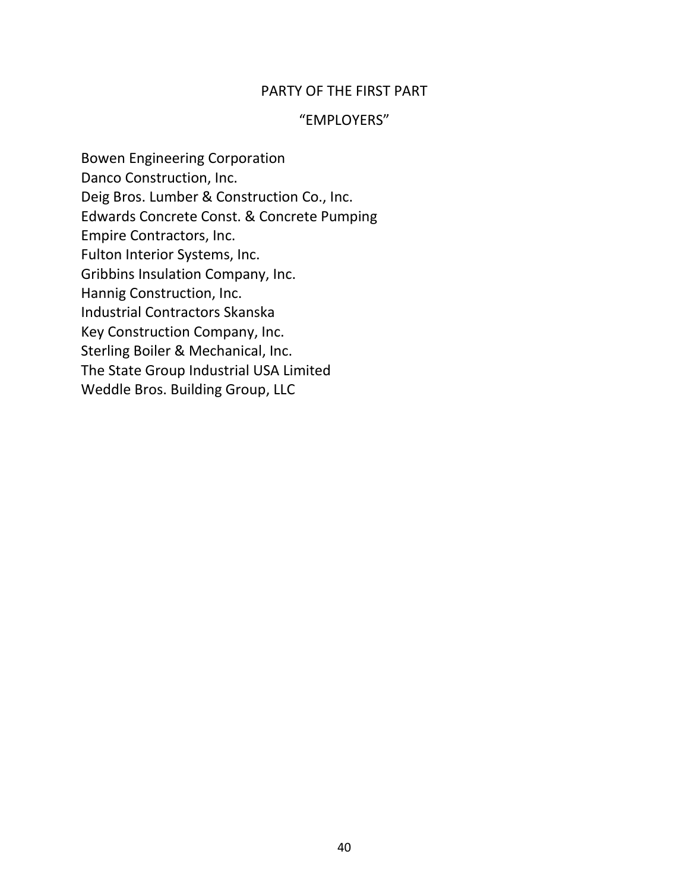## PARTY OF THE FIRST PART

## "EMPLOYERS"

Bowen Engineering Corporation
Danco Construction, Inc.
Deig Bros. Lumber & Construction Co., Inc.
Edwards Concrete Const. & Concrete Pumping
Empire Contractors, Inc.
Fulton Interior Systems, Inc.
Gribbins Insulation Company, Inc.
Hannig Construction, Inc.
Industrial Contractors Skanska
Key Construction Company, Inc.
Sterling Boiler & Mechanical, Inc.
The State Group Industrial USA Limited
Weddle Bros. Building Group, LLC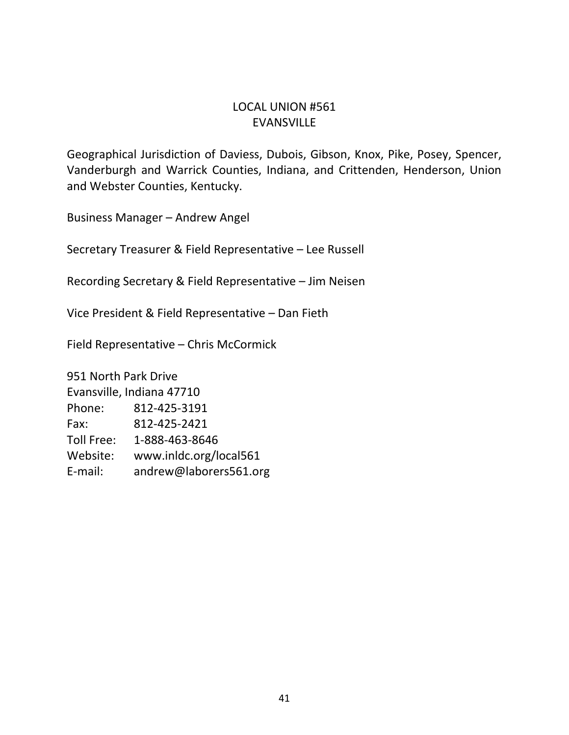# LOCAL UNION #561
## EVANSVILLE

Geographical Jurisdiction of Daviess, Dubois, Gibson, Knox, Pike, Posey, Spencer, Vanderburgh and Warrick Counties, Indiana, and Crittenden, Henderson, Union and Webster Counties, Kentucky.

Business Manager – Andrew Angel

Secretary Treasurer & Field Representative – Lee Russell

Recording Secretary & Field Representative – Jim Neisen

Vice President & Field Representative – Dan Fieth

Field Representative – Chris McCormick

951 North Park Drive
Evansville, Indiana 47710
Phone: 812-425-3191
Fax: 812-425-2421
Toll Free: 1-888-463-8646
Website: www.inldc.org/local561
E-mail: andrew@laborers561.org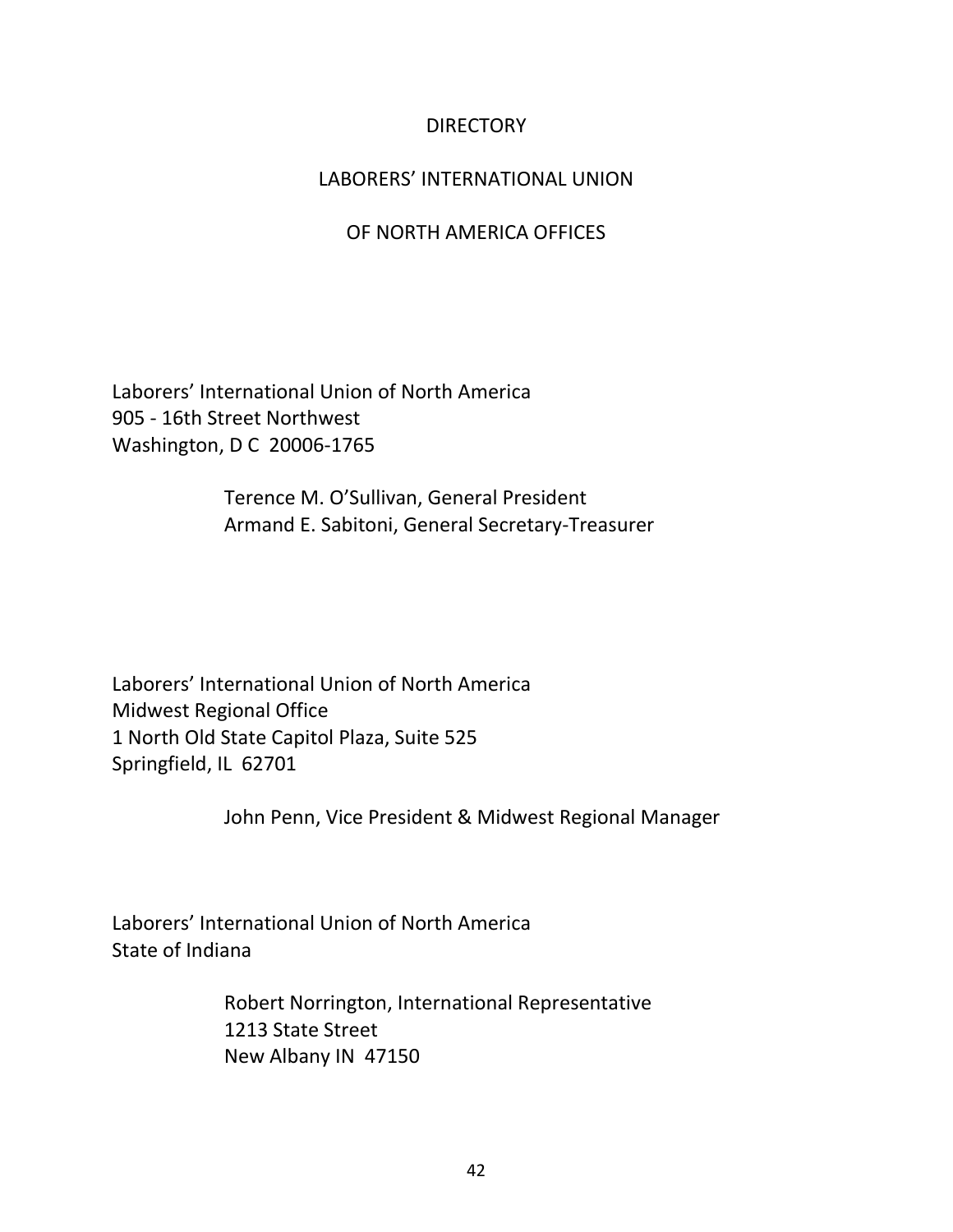# DIRECTORY

## LABORERS' INTERNATIONAL UNION

## OF NORTH AMERICA OFFICES

Laborers' International Union of North America
905 - 16th Street Northwest
Washington, D C  20006-1765

> Terence M. O'Sullivan, General President
> Armand E. Sabitoni, General Secretary-Treasurer

Laborers' International Union of North America
Midwest Regional Office
1 North Old State Capitol Plaza, Suite 525
Springfield, IL  62701

> John Penn, Vice President & Midwest Regional Manager

Laborers' International Union of North America
State of Indiana

> Robert Norrington, International Representative
> 1213 State Street
> New Albany IN  47150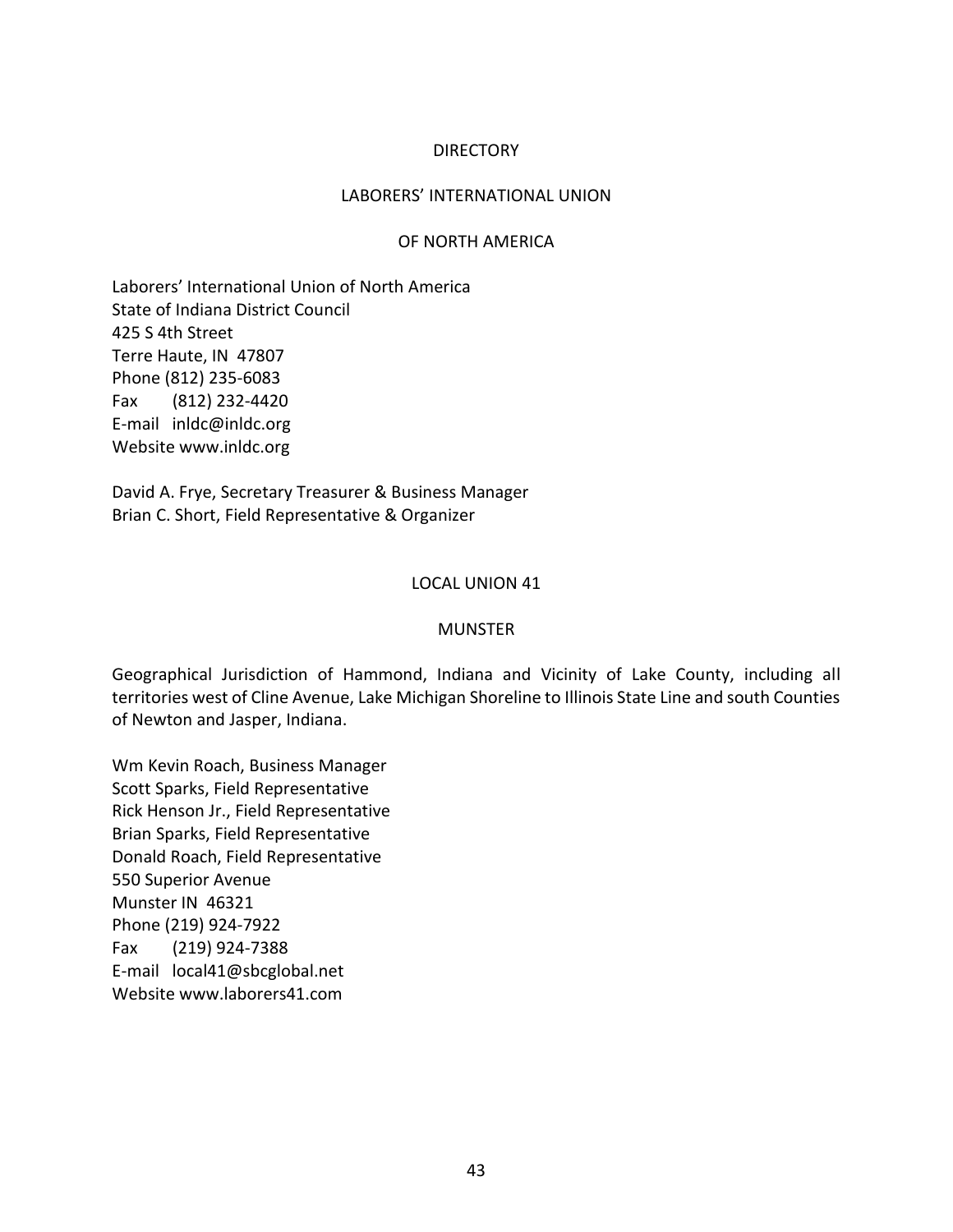# DIRECTORY

## LABORERS' INTERNATIONAL UNION

## OF NORTH AMERICA

Laborers' International Union of North America
State of Indiana District Council
425 S 4th Street
Terre Haute, IN 47807
Phone (812) 235-6083
Fax (812) 232-4420
E-mail inldc@inldc.org
Website www.inldc.org

David A. Frye, Secretary Treasurer & Business Manager
Brian C. Short, Field Representative & Organizer

## LOCAL UNION 41

### MUNSTER

Geographical Jurisdiction of Hammond, Indiana and Vicinity of Lake County, including all territories west of Cline Avenue, Lake Michigan Shoreline to Illinois State Line and south Counties of Newton and Jasper, Indiana.

Wm Kevin Roach, Business Manager
Scott Sparks, Field Representative
Rick Henson Jr., Field Representative
Brian Sparks, Field Representative
Donald Roach, Field Representative
550 Superior Avenue
Munster IN 46321
Phone (219) 924-7922
Fax (219) 924-7388
E-mail local41@sbcglobal.net
Website www.laborers41.com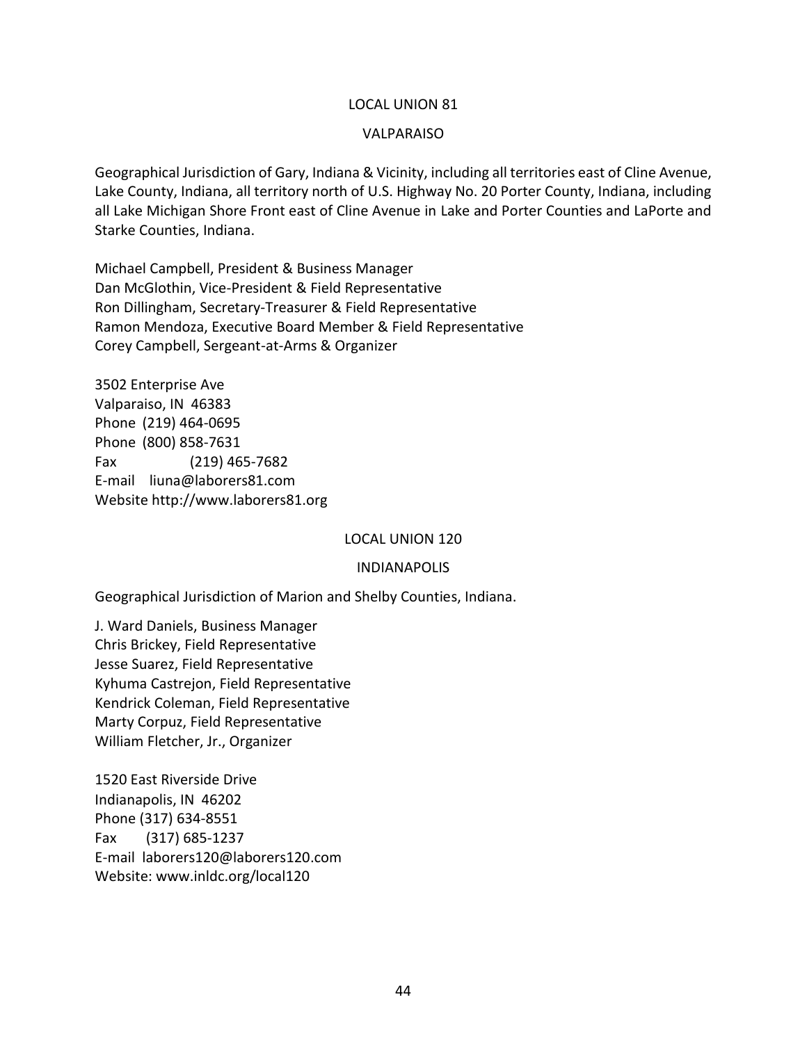## LOCAL UNION 81

### VALPARAISO

Geographical Jurisdiction of Gary, Indiana & Vicinity, including all territories east of Cline Avenue, Lake County, Indiana, all territory north of U.S. Highway No. 20 Porter County, Indiana, including all Lake Michigan Shore Front east of Cline Avenue in Lake and Porter Counties and LaPorte and Starke Counties, Indiana.

Michael Campbell, President & Business Manager
Dan McGlothin, Vice-President & Field Representative
Ron Dillingham, Secretary-Treasurer & Field Representative
Ramon Mendoza, Executive Board Member & Field Representative
Corey Campbell, Sergeant-at-Arms & Organizer

3502 Enterprise Ave
Valparaiso, IN 46383
Phone (219) 464-0695
Phone (800) 858-7631
Fax (219) 465-7682
E-mail liuna@laborers81.com
Website http://www.laborers81.org

## LOCAL UNION 120

### INDIANAPOLIS

Geographical Jurisdiction of Marion and Shelby Counties, Indiana.

J. Ward Daniels, Business Manager
Chris Brickey, Field Representative
Jesse Suarez, Field Representative
Kyhuma Castrejon, Field Representative
Kendrick Coleman, Field Representative
Marty Corpuz, Field Representative
William Fletcher, Jr., Organizer

1520 East Riverside Drive
Indianapolis, IN 46202
Phone (317) 634-8551
Fax (317) 685-1237
E-mail laborers120@laborers120.com
Website: www.inldc.org/local120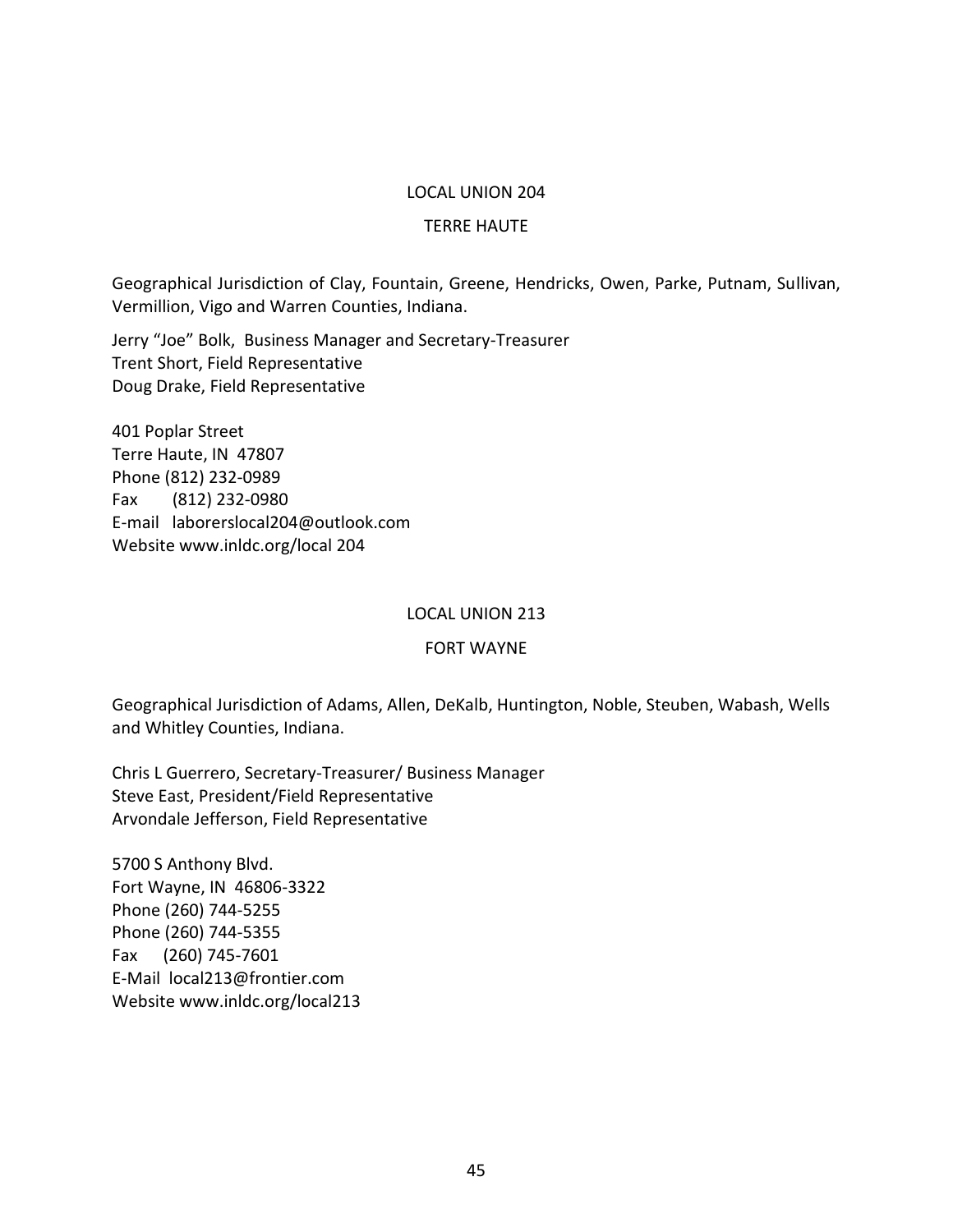## LOCAL UNION 204

### TERRE HAUTE

Geographical Jurisdiction of Clay, Fountain, Greene, Hendricks, Owen, Parke, Putnam, Sullivan, Vermillion, Vigo and Warren Counties, Indiana.

Jerry "Joe" Bolk, Business Manager and Secretary-Treasurer
Trent Short, Field Representative
Doug Drake, Field Representative

401 Poplar Street
Terre Haute, IN 47807
Phone (812) 232-0989
Fax (812) 232-0980
E-mail laborerslocal204@outlook.com
Website www.inldc.org/local 204

## LOCAL UNION 213

### FORT WAYNE

Geographical Jurisdiction of Adams, Allen, DeKalb, Huntington, Noble, Steuben, Wabash, Wells and Whitley Counties, Indiana.

Chris L Guerrero, Secretary-Treasurer/ Business Manager
Steve East, President/Field Representative
Arvondale Jefferson, Field Representative

5700 S Anthony Blvd.
Fort Wayne, IN 46806-3322
Phone (260) 744-5255
Phone (260) 744-5355
Fax (260) 745-7601
E-Mail local213@frontier.com
Website www.inldc.org/local213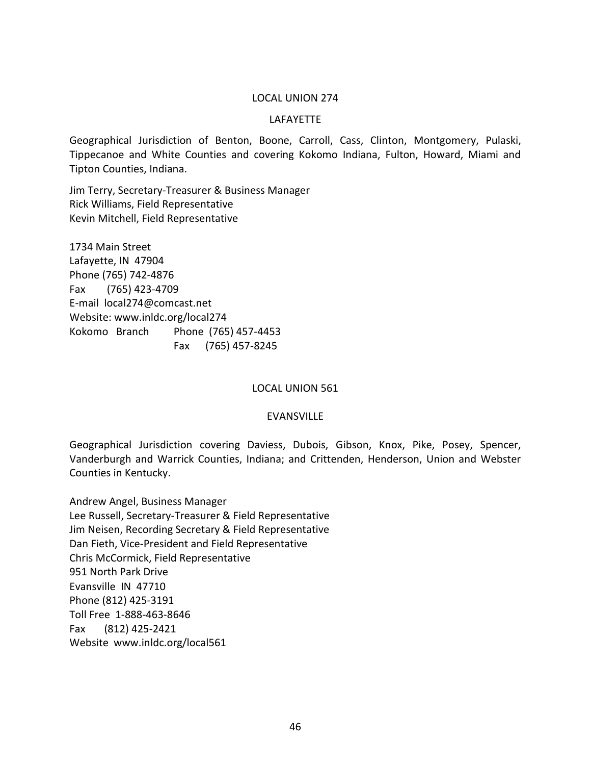## LOCAL UNION 274

### LAFAYETTE

Geographical Jurisdiction of Benton, Boone, Carroll, Cass, Clinton, Montgomery, Pulaski, Tippecanoe and White Counties and covering Kokomo Indiana, Fulton, Howard, Miami and Tipton Counties, Indiana.

Jim Terry, Secretary-Treasurer & Business Manager
Rick Williams, Field Representative
Kevin Mitchell, Field Representative

1734 Main Street
Lafayette, IN 47904
Phone (765) 742-4876
Fax (765) 423-4709
E-mail local274@comcast.net
Website: www.inldc.org/local274
Kokomo Branch Phone (765) 457-4453
Fax (765) 457-8245

## LOCAL UNION 561

### EVANSVILLE

Geographical Jurisdiction covering Daviess, Dubois, Gibson, Knox, Pike, Posey, Spencer, Vanderburgh and Warrick Counties, Indiana; and Crittenden, Henderson, Union and Webster Counties in Kentucky.

Andrew Angel, Business Manager
Lee Russell, Secretary-Treasurer & Field Representative
Jim Neisen, Recording Secretary & Field Representative
Dan Fieth, Vice-President and Field Representative
Chris McCormick, Field Representative
951 North Park Drive
Evansville IN 47710
Phone (812) 425-3191
Toll Free 1-888-463-8646
Fax (812) 425-2421
Website www.inldc.org/local561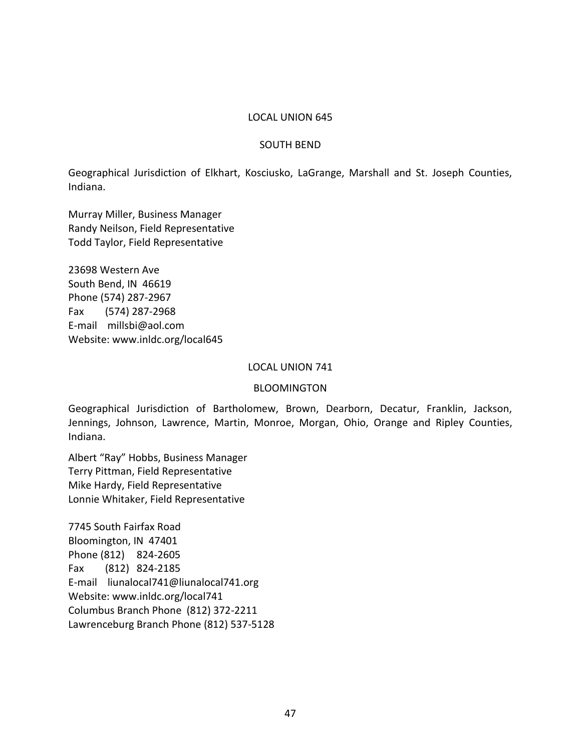## LOCAL UNION 645

### SOUTH BEND

Geographical Jurisdiction of Elkhart, Kosciusko, LaGrange, Marshall and St. Joseph Counties, Indiana.

Murray Miller, Business Manager
Randy Neilson, Field Representative
Todd Taylor, Field Representative

23698 Western Ave
South Bend, IN 46619
Phone (574) 287-2967
Fax (574) 287-2968
E-mail millsbi@aol.com
Website: www.inldc.org/local645

## LOCAL UNION 741

### BLOOMINGTON

Geographical Jurisdiction of Bartholomew, Brown, Dearborn, Decatur, Franklin, Jackson, Jennings, Johnson, Lawrence, Martin, Monroe, Morgan, Ohio, Orange and Ripley Counties, Indiana.

Albert "Ray" Hobbs, Business Manager
Terry Pittman, Field Representative
Mike Hardy, Field Representative
Lonnie Whitaker, Field Representative

7745 South Fairfax Road
Bloomington, IN 47401
Phone (812) 824-2605
Fax (812) 824-2185
E-mail liunalocal741@liunalocal741.org
Website: www.inldc.org/local741
Columbus Branch Phone (812) 372-2211
Lawrenceburg Branch Phone (812) 537-5128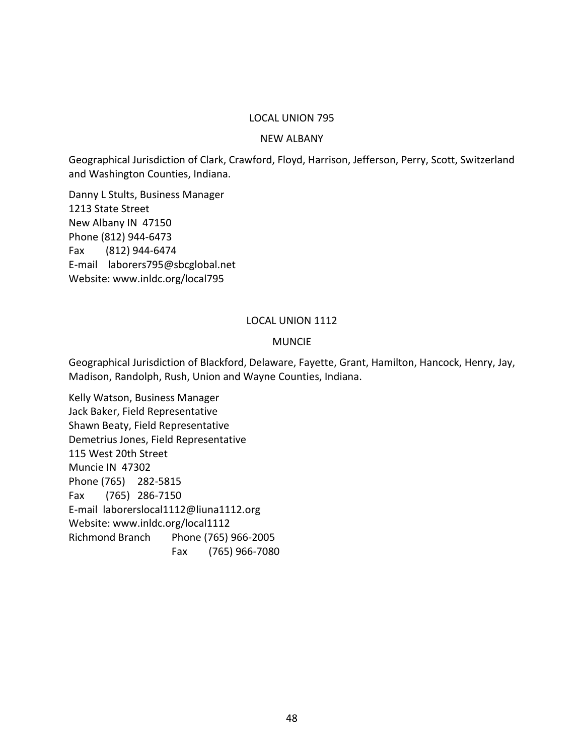## LOCAL UNION 795

### NEW ALBANY

Geographical Jurisdiction of Clark, Crawford, Floyd, Harrison, Jefferson, Perry, Scott, Switzerland and Washington Counties, Indiana.

Danny L Stults, Business Manager
1213 State Street
New Albany IN 47150
Phone (812) 944-6473
Fax (812) 944-6474
E-mail laborers795@sbcglobal.net
Website: www.inldc.org/local795

## LOCAL UNION 1112

### MUNCIE

Geographical Jurisdiction of Blackford, Delaware, Fayette, Grant, Hamilton, Hancock, Henry, Jay, Madison, Randolph, Rush, Union and Wayne Counties, Indiana.

Kelly Watson, Business Manager
Jack Baker, Field Representative
Shawn Beaty, Field Representative
Demetrius Jones, Field Representative
115 West 20th Street
Muncie IN 47302
Phone (765) 282-5815
Fax (765) 286-7150
E-mail laborerslocal1112@liuna1112.org
Website: www.inldc.org/local1112
Richmond Branch Phone (765) 966-2005
Fax (765) 966-7080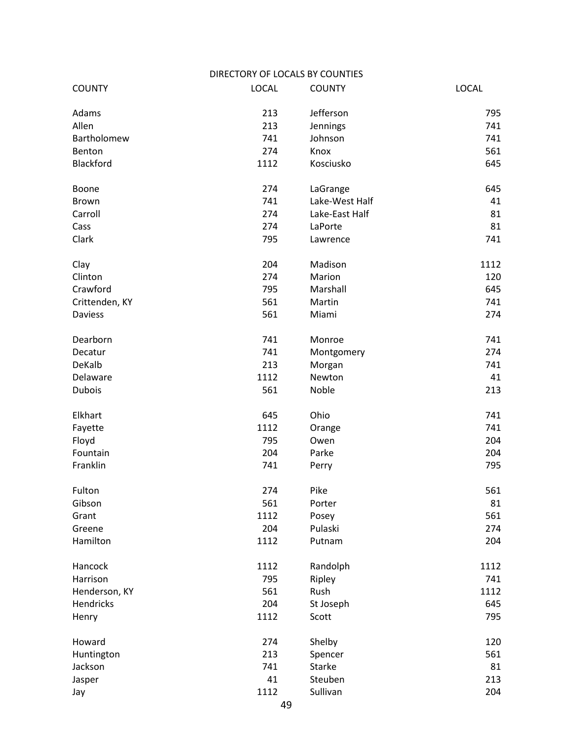DIRECTORY OF LOCALS BY COUNTIES

| COUNTY | LOCAL | COUNTY | LOCAL |
|---|---|---|---|
| Adams | 213 | Jefferson | 795 |
| Allen | 213 | Jennings | 741 |
| Bartholomew | 741 | Johnson | 741 |
| Benton | 274 | Knox | 561 |
| Blackford | 1112 | Kosciusko | 645 |
| Boone | 274 | LaGrange | 645 |
| Brown | 741 | Lake-West Half | 41 |
| Carroll | 274 | Lake-East Half | 81 |
| Cass | 274 | LaPorte | 81 |
| Clark | 795 | Lawrence | 741 |
| Clay | 204 | Madison | 1112 |
| Clinton | 274 | Marion | 120 |
| Crawford | 795 | Marshall | 645 |
| Crittenden, KY | 561 | Martin | 741 |
| Daviess | 561 | Miami | 274 |
| Dearborn | 741 | Monroe | 741 |
| Decatur | 741 | Montgomery | 274 |
| DeKalb | 213 | Morgan | 741 |
| Delaware | 1112 | Newton | 41 |
| Dubois | 561 | Noble | 213 |
| Elkhart | 645 | Ohio | 741 |
| Fayette | 1112 | Orange | 741 |
| Floyd | 795 | Owen | 204 |
| Fountain | 204 | Parke | 204 |
| Franklin | 741 | Perry | 795 |
| Fulton | 274 | Pike | 561 |
| Gibson | 561 | Porter | 81 |
| Grant | 1112 | Posey | 561 |
| Greene | 204 | Pulaski | 274 |
| Hamilton | 1112 | Putnam | 204 |
| Hancock | 1112 | Randolph | 1112 |
| Harrison | 795 | Ripley | 741 |
| Henderson, KY | 561 | Rush | 1112 |
| Hendricks | 204 | St Joseph | 645 |
| Henry | 1112 | Scott | 795 |
| Howard | 274 | Shelby | 120 |
| Huntington | 213 | Spencer | 561 |
| Jackson | 741 | Starke | 81 |
| Jasper | 41 | Steuben | 213 |
| Jay | 1112 | Sullivan | 204 |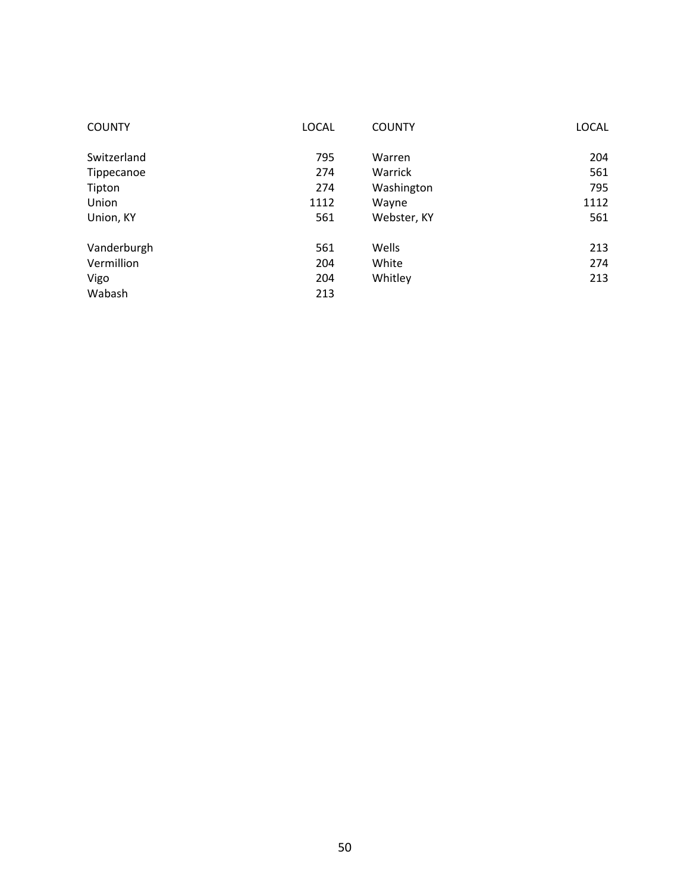| COUNTY | LOCAL | COUNTY | LOCAL |
|---|---|---|---|
| Switzerland | 795 | Warren | 204 |
| Tippecanoe | 274 | Warrick | 561 |
| Tipton | 274 | Washington | 795 |
| Union | 1112 | Wayne | 1112 |
| Union, KY | 561 | Webster, KY | 561 |
| Vanderburgh | 561 | Wells | 213 |
| Vermillion | 204 | White | 274 |
| Vigo | 204 | Whitley | 213 |
| Wabash | 213 | | |